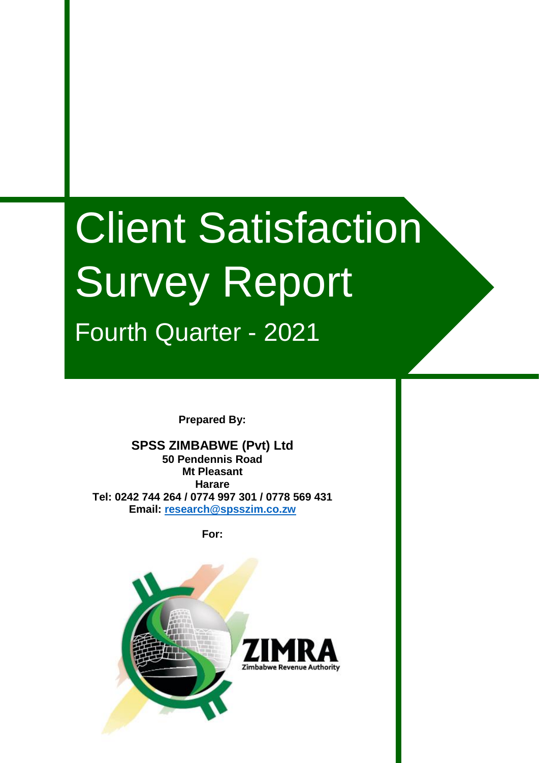# Client Satisfaction Survey Report

## Fourth Quarter - 2021

**Prepared By:**

**SPSS ZIMBABWE (Pvt) Ltd**
**50 Pendennis Road**
**Mt Pleasant**
**Harare**
**Tel: 0242 744 264 / 0774 997 301 / 0778 569 431**
**Email: research@spsszim.co.zw**

**For:**

ZIMRA
Zimbabwe Revenue Authority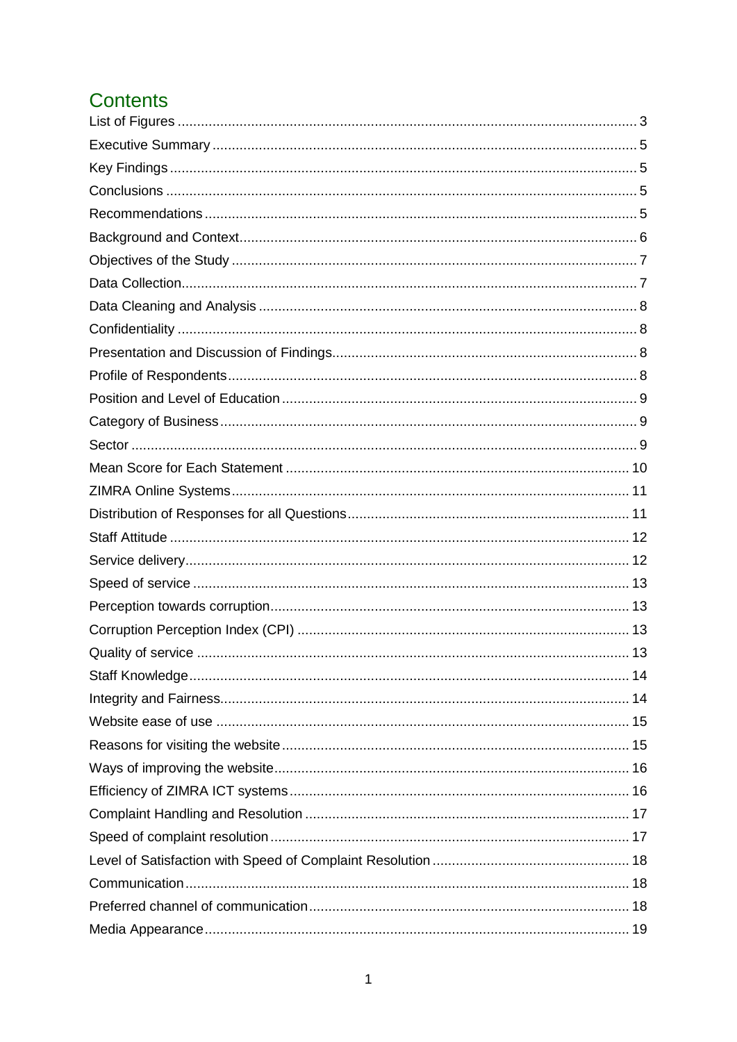# Contents

List of Figures ........................................................................................................ 3
Executive Summary ................................................................................................ 5
Key Findings ........................................................................................................... 5
Conclusions ............................................................................................................ 5
Recommendations .................................................................................................. 5
Background and Context ......................................................................................... 6
Objectives of the Study ........................................................................................... 7
Data Collection ........................................................................................................ 7
Data Cleaning and Analysis ..................................................................................... 8
Confidentiality .......................................................................................................... 8
Presentation and Discussion of Findings .................................................................. 8
Profile of Respondents ............................................................................................. 8
Position and Level of Education ............................................................................... 9
Category of Business ............................................................................................... 9
Sector ...................................................................................................................... 9
Mean Score for Each Statement ............................................................................. 10
ZIMRA Online Systems ........................................................................................... 11
Distribution of Responses for all Questions ............................................................ 11
Staff Attitude .......................................................................................................... 12
Service delivery ...................................................................................................... 12
Speed of service .................................................................................................... 13
Perception towards corruption ................................................................................ 13
Corruption Perception Index (CPI) .......................................................................... 13
Quality of service ................................................................................................... 13
Staff Knowledge ..................................................................................................... 14
Integrity and Fairness ............................................................................................. 14
Website ease of use ............................................................................................... 15
Reasons for visiting the website ............................................................................. 15
Ways of improving the website ............................................................................... 16
Efficiency of ZIMRA ICT systems ............................................................................ 16
Complaint Handling and Resolution ........................................................................ 17
Speed of complaint resolution ................................................................................. 17
Level of Satisfaction with Speed of Complaint Resolution ........................................ 18
Communication ...................................................................................................... 18
Preferred channel of communication ....................................................................... 18
Media Appearance .................................................................................................. 19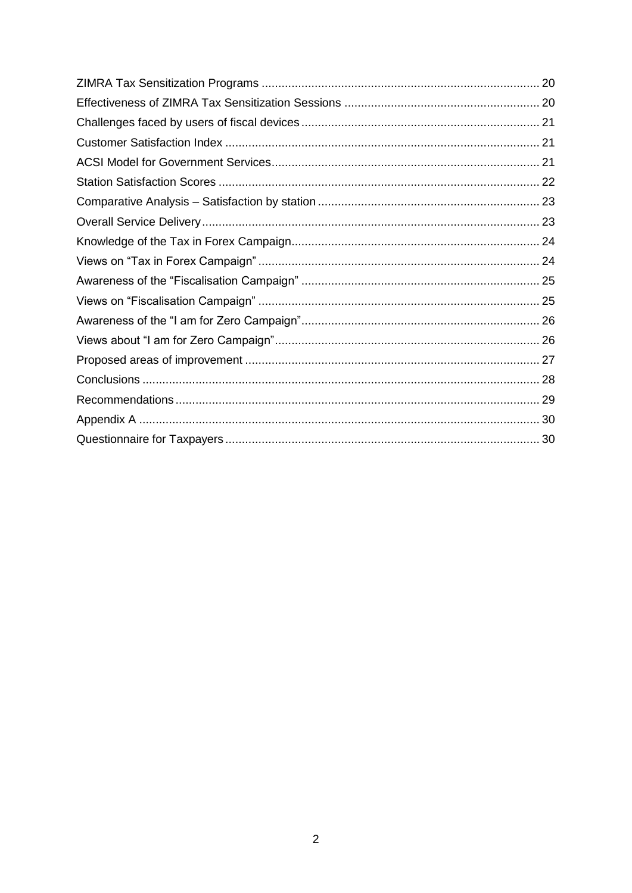ZIMRA Tax Sensitization Programs ........................................................................................ 20
Effectiveness of ZIMRA Tax Sensitization Sessions ........................................................... 20
Challenges faced by users of fiscal devices ....................................................................... 21
Customer Satisfaction Index ............................................................................................... 21
ACSI Model for Government Services ................................................................................ 21
Station Satisfaction Scores ................................................................................................. 22
Comparative Analysis – Satisfaction by station .................................................................. 23
Overall Service Delivery ...................................................................................................... 23
Knowledge of the Tax in Forex Campaign ........................................................................... 24
Views on “Tax in Forex Campaign” ..................................................................................... 24
Awareness of the “Fiscalisation Campaign” ........................................................................ 25
Views on “Fiscalisation Campaign” ..................................................................................... 25
Awareness of the “I am for Zero Campaign” ........................................................................ 26
Views about “I am for Zero Campaign” ................................................................................ 26
Proposed areas of improvement ......................................................................................... 27
Conclusions ........................................................................................................................ 28
Recommendations ............................................................................................................. 29
Appendix A ......................................................................................................................... 30
Questionnaire for Taxpayers ............................................................................................... 30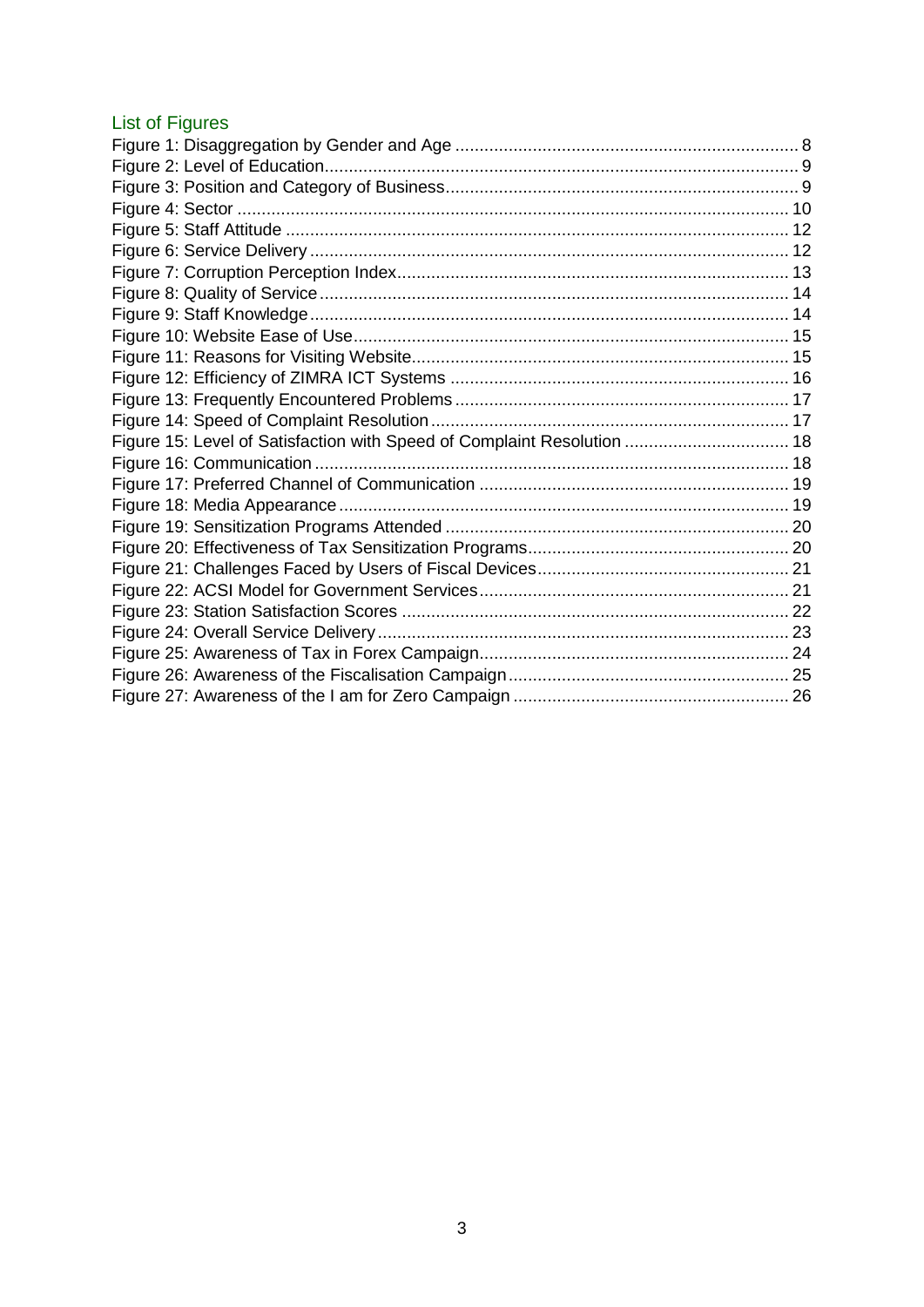## List of Figures

Figure 1: Disaggregation by Gender and Age ........................................................................ 8
Figure 2: Level of Education.................................................................................................. 9
Figure 3: Position and Category of Business.......................................................................... 9
Figure 4: Sector ................................................................................................................. 10
Figure 5: Staff Attitude ....................................................................................................... 12
Figure 6: Service Delivery .................................................................................................. 12
Figure 7: Corruption Perception Index................................................................................. 13
Figure 8: Quality of Service ................................................................................................ 14
Figure 9: Staff Knowledge .................................................................................................. 14
Figure 10: Website Ease of Use........................................................................................... 15
Figure 11: Reasons for Visiting Website.............................................................................. 15
Figure 12: Efficiency of ZIMRA ICT Systems ..................................................................... 16
Figure 13: Frequently Encountered Problems ..................................................................... 17
Figure 14: Speed of Complaint Resolution .......................................................................... 17
Figure 15: Level of Satisfaction with Speed of Complaint Resolution .................................. 18
Figure 16: Communication .................................................................................................. 18
Figure 17: Preferred Channel of Communication ................................................................ 19
Figure 18: Media Appearance............................................................................................. 19
Figure 19: Sensitization Programs Attended ....................................................................... 20
Figure 20: Effectiveness of Tax Sensitization Programs...................................................... 20
Figure 21: Challenges Faced by Users of Fiscal Devices.................................................... 21
Figure 22: ACSI Model for Government Services................................................................ 21
Figure 23: Station Satisfaction Scores ................................................................................ 22
Figure 24: Overall Service Delivery ..................................................................................... 23
Figure 25: Awareness of Tax in Forex Campaign................................................................ 24
Figure 26: Awareness of the Fiscalisation Campaign .......................................................... 25
Figure 27: Awareness of the I am for Zero Campaign ......................................................... 26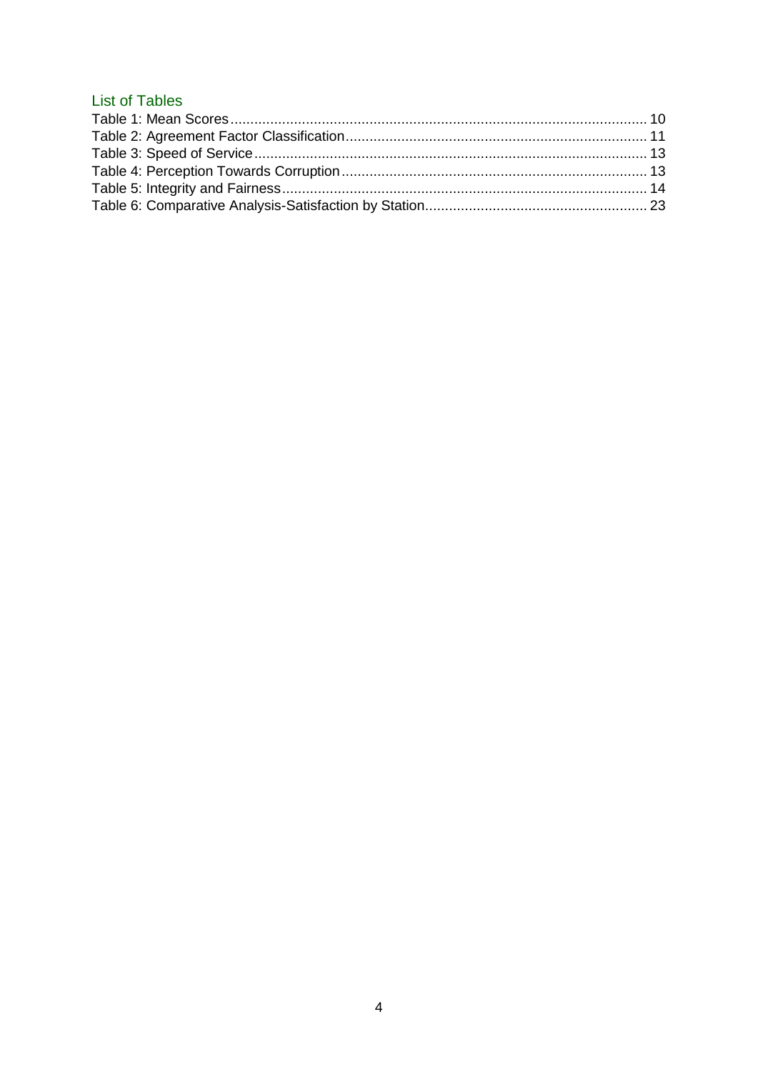## List of Tables

Table 1: Mean Scores ........................................................................................................ 10
Table 2: Agreement Factor Classification ............................................................................ 11
Table 3: Speed of Service .................................................................................................. 13
Table 4: Perception Towards Corruption ............................................................................ 13
Table 5: Integrity and Fairness ........................................................................................... 14
Table 6: Comparative Analysis-Satisfaction by Station ........................................................ 23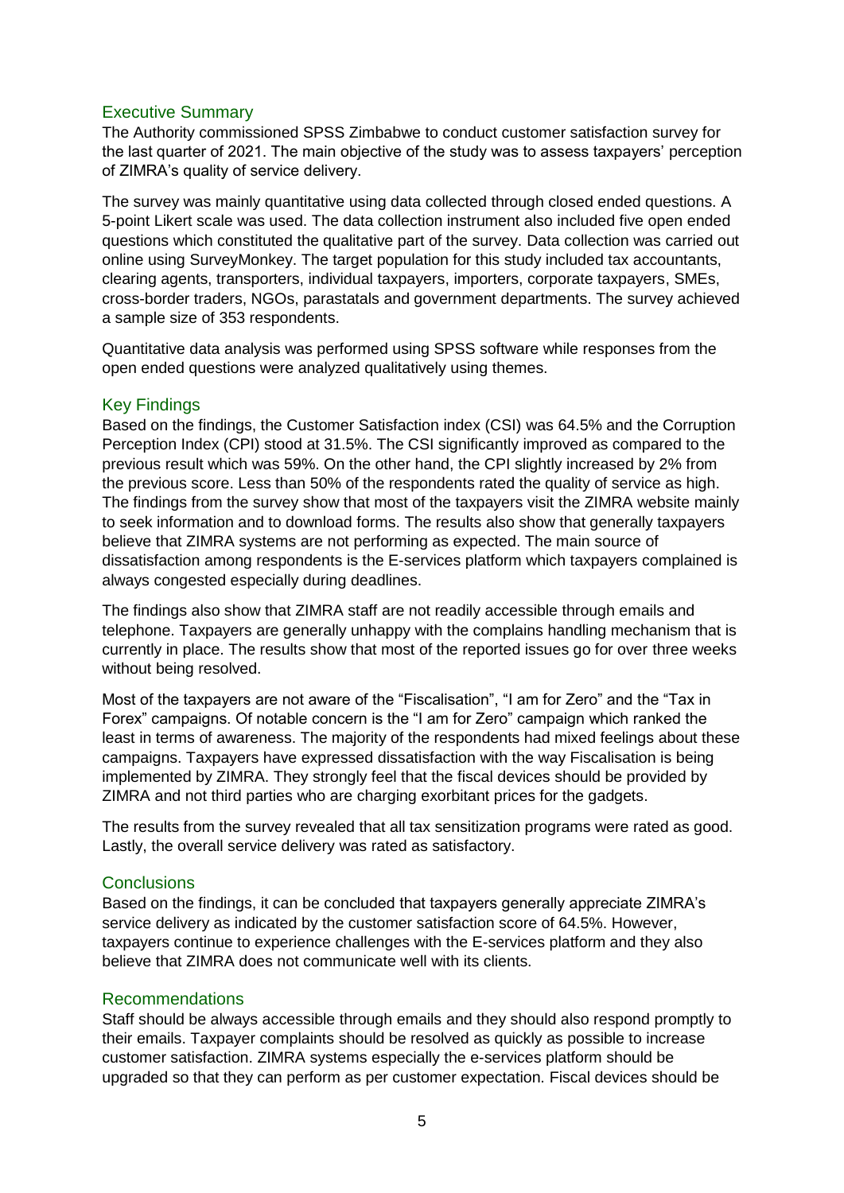## Executive Summary

The Authority commissioned SPSS Zimbabwe to conduct customer satisfaction survey for the last quarter of 2021. The main objective of the study was to assess taxpayers' perception of ZIMRA's quality of service delivery.

The survey was mainly quantitative using data collected through closed ended questions. A 5-point Likert scale was used. The data collection instrument also included five open ended questions which constituted the qualitative part of the survey. Data collection was carried out online using SurveyMonkey. The target population for this study included tax accountants, clearing agents, transporters, individual taxpayers, importers, corporate taxpayers, SMEs, cross-border traders, NGOs, parastatals and government departments. The survey achieved a sample size of 353 respondents.

Quantitative data analysis was performed using SPSS software while responses from the open ended questions were analyzed qualitatively using themes.

## Key Findings

Based on the findings, the Customer Satisfaction index (CSI) was 64.5% and the Corruption Perception Index (CPI) stood at 31.5%. The CSI significantly improved as compared to the previous result which was 59%. On the other hand, the CPI slightly increased by 2% from the previous score. Less than 50% of the respondents rated the quality of service as high. The findings from the survey show that most of the taxpayers visit the ZIMRA website mainly to seek information and to download forms. The results also show that generally taxpayers believe that ZIMRA systems are not performing as expected. The main source of dissatisfaction among respondents is the E-services platform which taxpayers complained is always congested especially during deadlines.

The findings also show that ZIMRA staff are not readily accessible through emails and telephone. Taxpayers are generally unhappy with the complains handling mechanism that is currently in place. The results show that most of the reported issues go for over three weeks without being resolved.

Most of the taxpayers are not aware of the "Fiscalisation", "I am for Zero" and the "Tax in Forex" campaigns. Of notable concern is the "I am for Zero" campaign which ranked the least in terms of awareness. The majority of the respondents had mixed feelings about these campaigns. Taxpayers have expressed dissatisfaction with the way Fiscalisation is being implemented by ZIMRA. They strongly feel that the fiscal devices should be provided by ZIMRA and not third parties who are charging exorbitant prices for the gadgets.

The results from the survey revealed that all tax sensitization programs were rated as good. Lastly, the overall service delivery was rated as satisfactory.

## Conclusions

Based on the findings, it can be concluded that taxpayers generally appreciate ZIMRA's service delivery as indicated by the customer satisfaction score of 64.5%. However, taxpayers continue to experience challenges with the E-services platform and they also believe that ZIMRA does not communicate well with its clients.

## Recommendations

Staff should be always accessible through emails and they should also respond promptly to their emails. Taxpayer complaints should be resolved as quickly as possible to increase customer satisfaction. ZIMRA systems especially the e-services platform should be upgraded so that they can perform as per customer expectation. Fiscal devices should be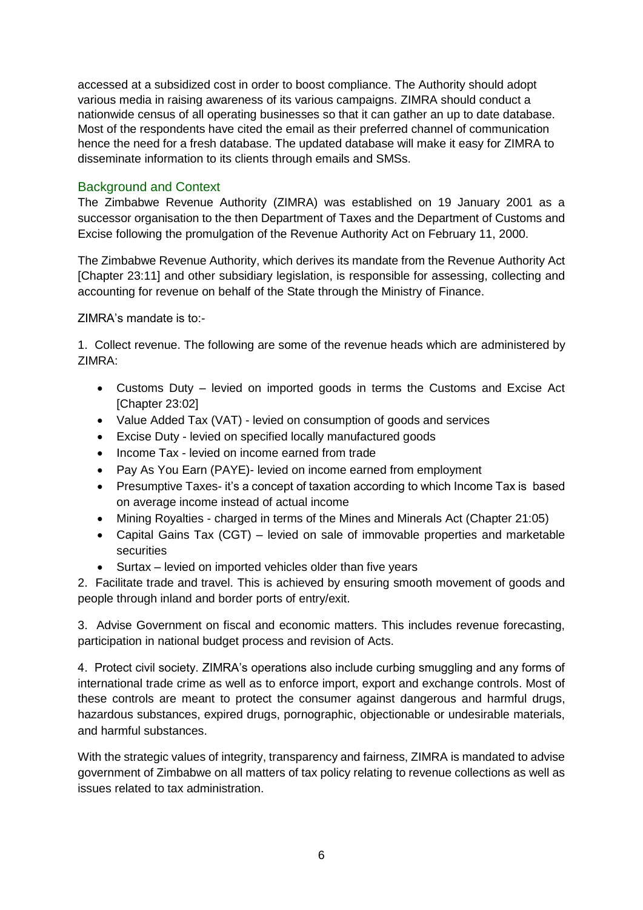accessed at a subsidized cost in order to boost compliance. The Authority should adopt various media in raising awareness of its various campaigns. ZIMRA should conduct a nationwide census of all operating businesses so that it can gather an up to date database. Most of the respondents have cited the email as their preferred channel of communication hence the need for a fresh database. The updated database will make it easy for ZIMRA to disseminate information to its clients through emails and SMSs.

## Background and Context

The Zimbabwe Revenue Authority (ZIMRA) was established on 19 January 2001 as a successor organisation to the then Department of Taxes and the Department of Customs and Excise following the promulgation of the Revenue Authority Act on February 11, 2000.

The Zimbabwe Revenue Authority, which derives its mandate from the Revenue Authority Act [Chapter 23:11] and other subsidiary legislation, is responsible for assessing, collecting and accounting for revenue on behalf of the State through the Ministry of Finance.

ZIMRA's mandate is to:-

1. Collect revenue. The following are some of the revenue heads which are administered by ZIMRA:
   - Customs Duty – levied on imported goods in terms the Customs and Excise Act [Chapter 23:02]
   - Value Added Tax (VAT) - levied on consumption of goods and services
   - Excise Duty - levied on specified locally manufactured goods
   - Income Tax - levied on income earned from trade
   - Pay As You Earn (PAYE)- levied on income earned from employment
   - Presumptive Taxes- it's a concept of taxation according to which Income Tax is based on average income instead of actual income
   - Mining Royalties - charged in terms of the Mines and Minerals Act (Chapter 21:05)
   - Capital Gains Tax (CGT) – levied on sale of immovable properties and marketable securities
   - Surtax – levied on imported vehicles older than five years
2. Facilitate trade and travel. This is achieved by ensuring smooth movement of goods and people through inland and border ports of entry/exit.
3. Advise Government on fiscal and economic matters. This includes revenue forecasting, participation in national budget process and revision of Acts.
4. Protect civil society. ZIMRA's operations also include curbing smuggling and any forms of international trade crime as well as to enforce import, export and exchange controls. Most of these controls are meant to protect the consumer against dangerous and harmful drugs, hazardous substances, expired drugs, pornographic, objectionable or undesirable materials, and harmful substances.

With the strategic values of integrity, transparency and fairness, ZIMRA is mandated to advise government of Zimbabwe on all matters of tax policy relating to revenue collections as well as issues related to tax administration.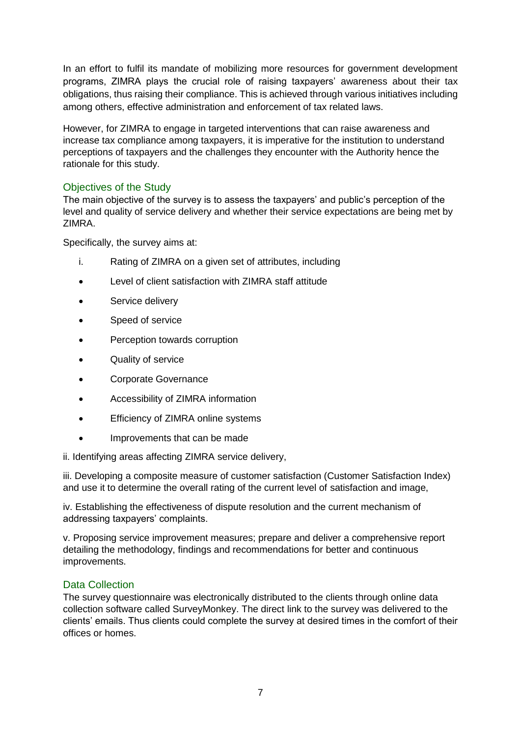In an effort to fulfil its mandate of mobilizing more resources for government development programs, ZIMRA plays the crucial role of raising taxpayers' awareness about their tax obligations, thus raising their compliance. This is achieved through various initiatives including among others, effective administration and enforcement of tax related laws.

However, for ZIMRA to engage in targeted interventions that can raise awareness and increase tax compliance among taxpayers, it is imperative for the institution to understand perceptions of taxpayers and the challenges they encounter with the Authority hence the rationale for this study.

## Objectives of the Study

The main objective of the survey is to assess the taxpayers' and public's perception of the level and quality of service delivery and whether their service expectations are being met by ZIMRA.

Specifically, the survey aims at:

i. Rating of ZIMRA on a given set of attributes, including

- Level of client satisfaction with ZIMRA staff attitude
- Service delivery
- Speed of service
- Perception towards corruption
- Quality of service
- Corporate Governance
- Accessibility of ZIMRA information
- Efficiency of ZIMRA online systems
- Improvements that can be made

ii. Identifying areas affecting ZIMRA service delivery,

iii. Developing a composite measure of customer satisfaction (Customer Satisfaction Index) and use it to determine the overall rating of the current level of satisfaction and image,

iv. Establishing the effectiveness of dispute resolution and the current mechanism of addressing taxpayers' complaints.

v. Proposing service improvement measures; prepare and deliver a comprehensive report detailing the methodology, findings and recommendations for better and continuous improvements.

## Data Collection

The survey questionnaire was electronically distributed to the clients through online data collection software called SurveyMonkey. The direct link to the survey was delivered to the clients' emails. Thus clients could complete the survey at desired times in the comfort of their offices or homes.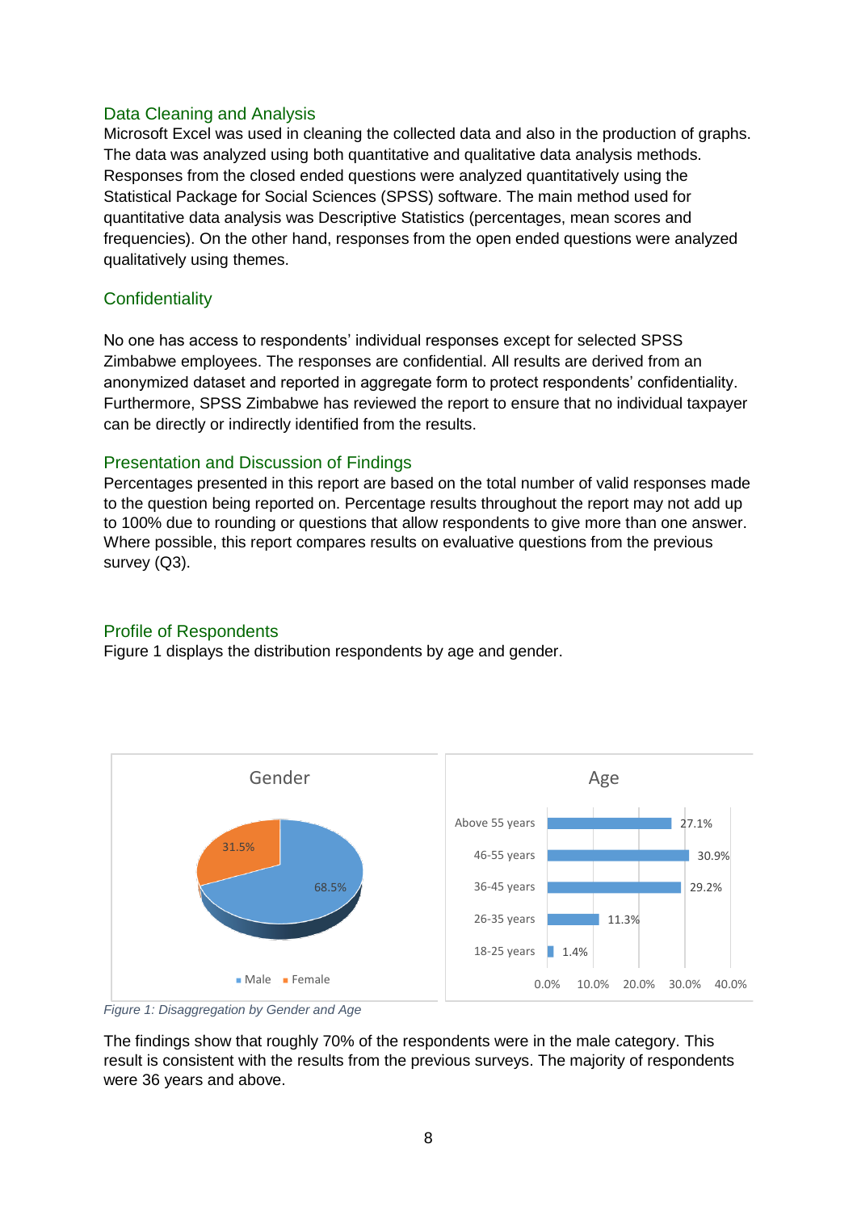## Data Cleaning and Analysis

Microsoft Excel was used in cleaning the collected data and also in the production of graphs. The data was analyzed using both quantitative and qualitative data analysis methods. Responses from the closed ended questions were analyzed quantitatively using the Statistical Package for Social Sciences (SPSS) software. The main method used for quantitative data analysis was Descriptive Statistics (percentages, mean scores and frequencies). On the other hand, responses from the open ended questions were analyzed qualitatively using themes.

## Confidentiality

No one has access to respondents' individual responses except for selected SPSS Zimbabwe employees. The responses are confidential. All results are derived from an anonymized dataset and reported in aggregate form to protect respondents' confidentiality. Furthermore, SPSS Zimbabwe has reviewed the report to ensure that no individual taxpayer can be directly or indirectly identified from the results.

## Presentation and Discussion of Findings

Percentages presented in this report are based on the total number of valid responses made to the question being reported on. Percentage results throughout the report may not add up to 100% due to rounding or questions that allow respondents to give more than one answer. Where possible, this report compares results on evaluative questions from the previous survey (Q3).

## Profile of Respondents

Figure 1 displays the distribution respondents by age and gender.

Gender

| Gender | Percentage |
| --- | --- |
| Male | 68.5% |
| Female | 31.5% |

Age

| Age | Percentage |
| --- | --- |
| Above 55 years | 27.1% |
| 46-55 years | 30.9% |
| 36-45 years | 29.2% |
| 26-35 years | 11.3% |
| 18-25 years | 1.4% |

*Figure 1: Disaggregation by Gender and Age*

The findings show that roughly 70% of the respondents were in the male category. This result is consistent with the results from the previous surveys. The majority of respondents were 36 years and above.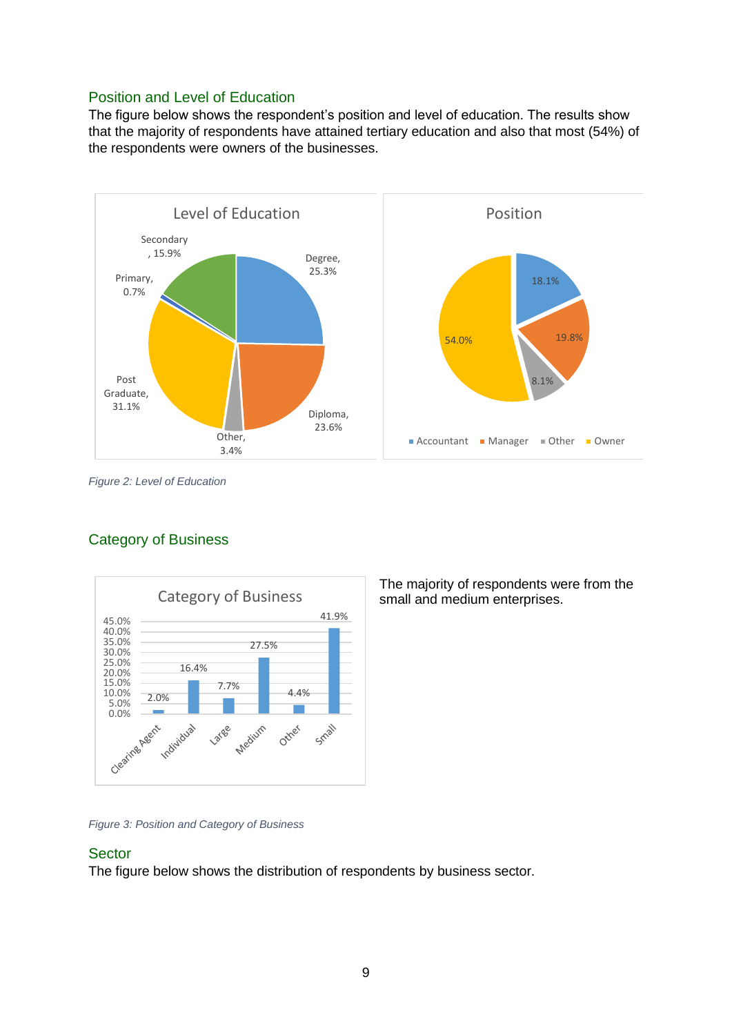## Position and Level of Education

The figure below shows the respondent's position and level of education. The results show that the majority of respondents have attained tertiary education and also that most (54%) of the respondents were owners of the businesses.

*Figure 2: Level of Education*

## Category of Business

The majority of respondents were from the small and medium enterprises.

*Figure 3: Position and Category of Business*

## Sector

The figure below shows the distribution of respondents by business sector.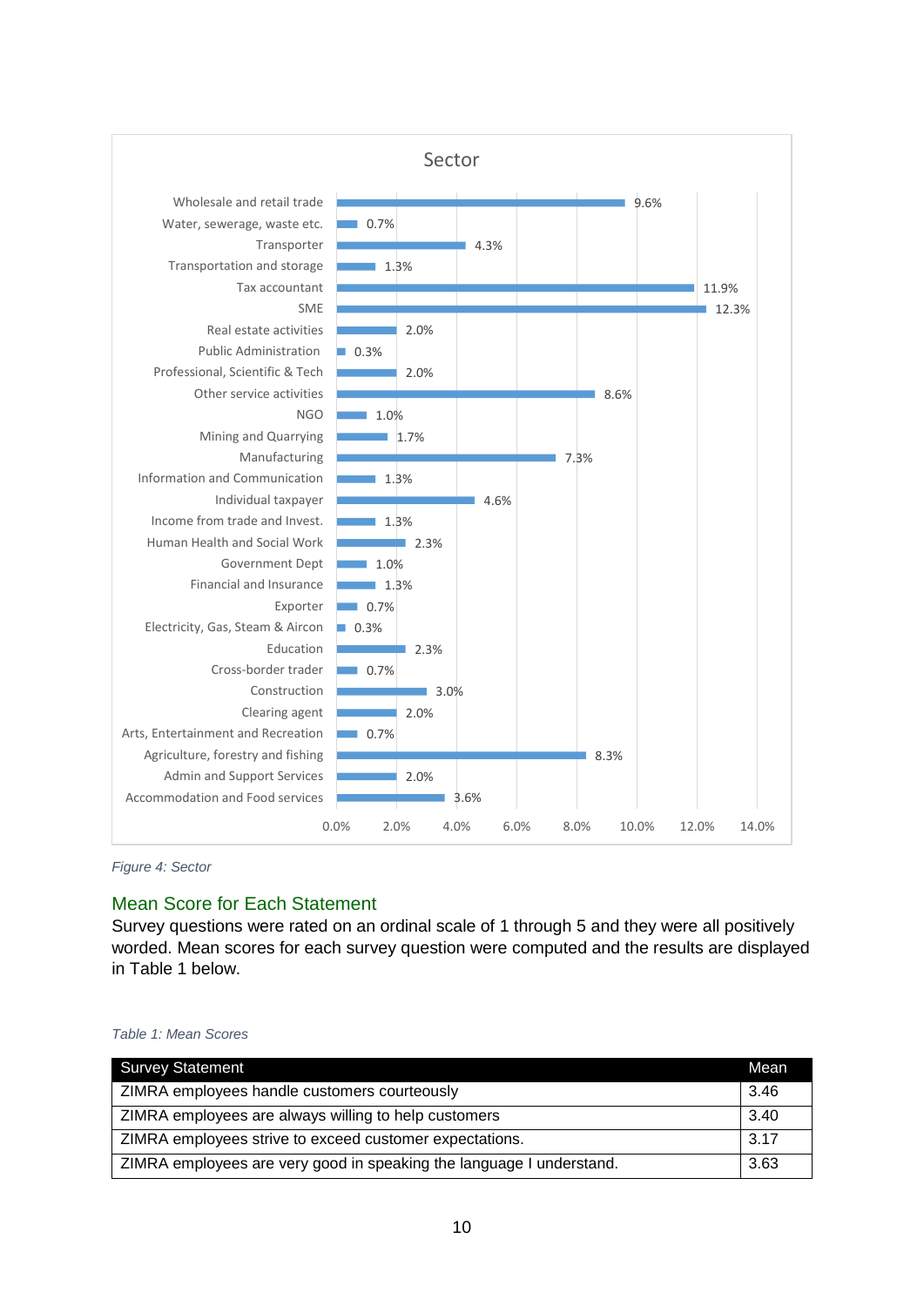**Sector**

| Sector | Percentage |
|---|---|
| Wholesale and retail trade | 9.6% |
| Water, sewerage, waste etc. | 0.7% |
| Transporter | 4.3% |
| Transportation and storage | 1.3% |
| Tax accountant | 11.9% |
| SME | 12.3% |
| Real estate activities | 2.0% |
| Public Administration | 0.3% |
| Professional, Scientific & Tech | 2.0% |
| Other service activities | 8.6% |
| NGO | 1.0% |
| Mining and Quarrying | 1.7% |
| Manufacturing | 7.3% |
| Information and Communication | 1.3% |
| Individual taxpayer | 4.6% |
| Income from trade and Invest. | 1.3% |
| Human Health and Social Work | 2.3% |
| Government Dept | 1.0% |
| Financial and Insurance | 1.3% |
| Exporter | 0.7% |
| Electricity, Gas, Steam & Aircon | 0.3% |
| Education | 2.3% |
| Cross-border trader | 0.7% |
| Construction | 3.0% |
| Clearing agent | 2.0% |
| Arts, Entertainment and Recreation | 0.7% |
| Agriculture, forestry and fishing | 8.3% |
| Admin and Support Services | 2.0% |
| Accommodation and Food services | 3.6% |

*Figure 4: Sector*

## Mean Score for Each Statement

Survey questions were rated on an ordinal scale of 1 through 5 and they were all positively worded. Mean scores for each survey question were computed and the results are displayed in Table 1 below.

*Table 1: Mean Scores*

| Survey Statement | Mean |
|---|---|
| ZIMRA employees handle customers courteously | 3.46 |
| ZIMRA employees are always willing to help customers | 3.40 |
| ZIMRA employees strive to exceed customer expectations. | 3.17 |
| ZIMRA employees are very good in speaking the language I understand. | 3.63 |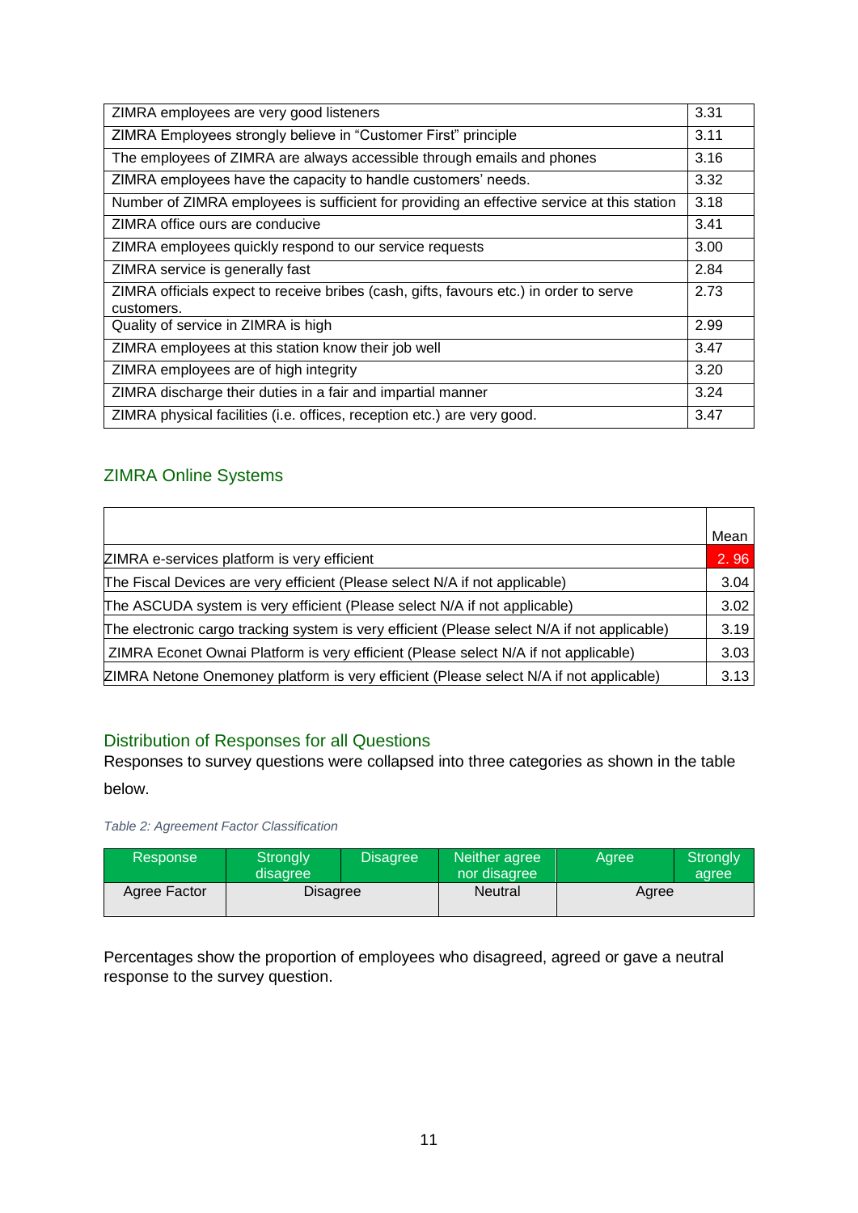| | |
|---|---|
| ZIMRA employees are very good listeners | 3.31 |
| ZIMRA Employees strongly believe in "Customer First" principle | 3.11 |
| The employees of ZIMRA are always accessible through emails and phones | 3.16 |
| ZIMRA employees have the capacity to handle customers' needs. | 3.32 |
| Number of ZIMRA employees is sufficient for providing an effective service at this station | 3.18 |
| ZIMRA office ours are conducive | 3.41 |
| ZIMRA employees quickly respond to our service requests | 3.00 |
| ZIMRA service is generally fast | 2.84 |
| ZIMRA officials expect to receive bribes (cash, gifts, favours etc.) in order to serve customers. | 2.73 |
| Quality of service in ZIMRA is high | 2.99 |
| ZIMRA employees at this station know their job well | 3.47 |
| ZIMRA employees are of high integrity | 3.20 |
| ZIMRA discharge their duties in a fair and impartial manner | 3.24 |
| ZIMRA physical facilities (i.e. offices, reception etc.) are very good. | 3.47 |

## ZIMRA Online Systems

| | Mean |
|---|---|
| ZIMRA e-services platform is very efficient | 2. 96 |
| The Fiscal Devices are very efficient (Please select N/A if not applicable) | 3.04 |
| The ASCUDA system is very efficient (Please select N/A if not applicable) | 3.02 |
| The electronic cargo tracking system is very efficient (Please select N/A if not applicable) | 3.19 |
| ZIMRA Econet Ownai Platform is very efficient (Please select N/A if not applicable) | 3.03 |
| ZIMRA Netone Onemoney platform is very efficient (Please select N/A if not applicable) | 3.13 |

## Distribution of Responses for all Questions

Responses to survey questions were collapsed into three categories as shown in the table below.

*Table 2: Agreement Factor Classification*

| Response | Strongly disagree | Disagree | Neither agree nor disagree | Agree | Strongly agree |
|---|---|---|---|---|---|
| Agree Factor | Disagree | | Neutral | Agree | |

Percentages show the proportion of employees who disagreed, agreed or gave a neutral response to the survey question.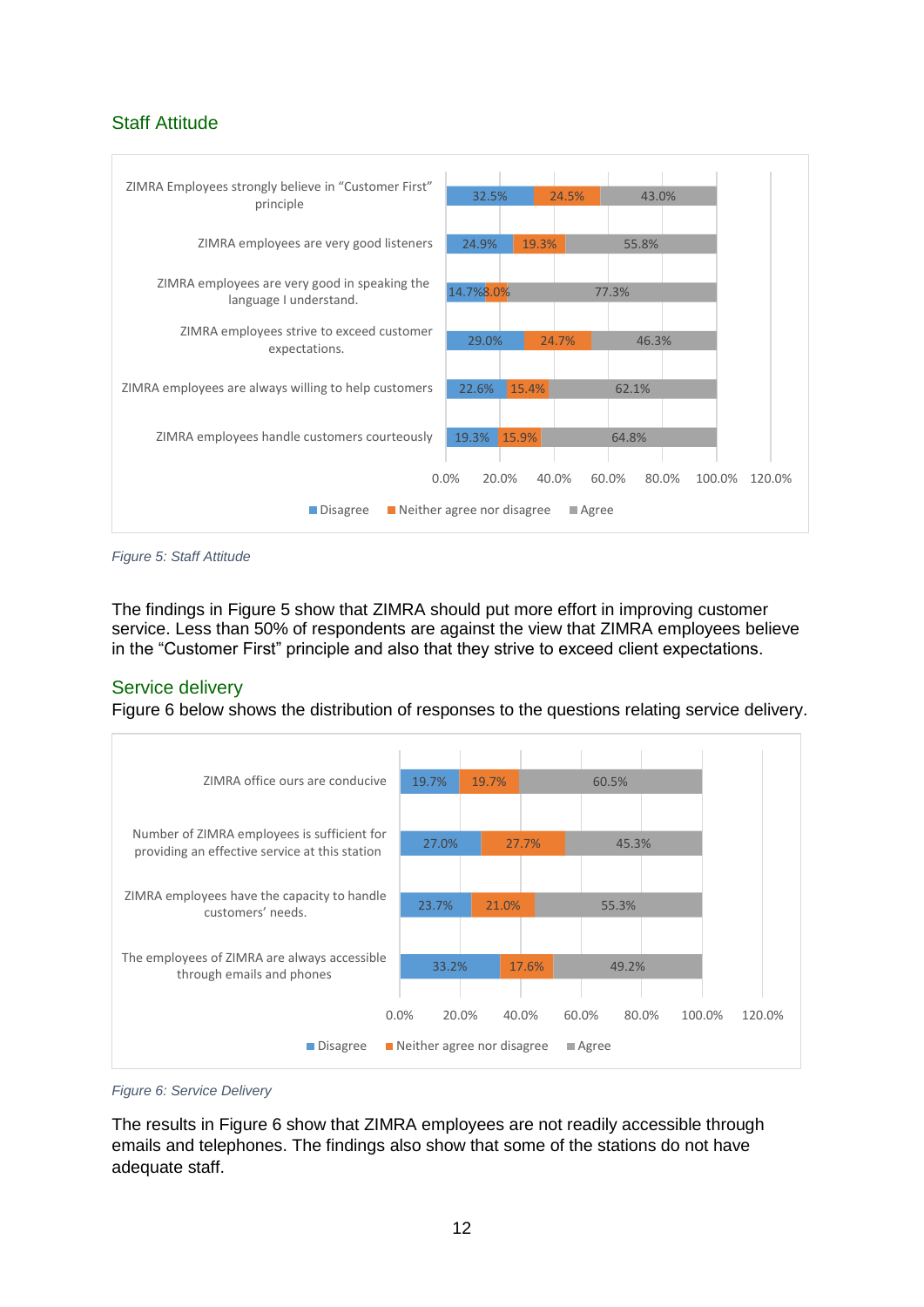## Staff Attitude

| | Disagree | Neither agree nor disagree | Agree |
|---|---|---|---|
| ZIMRA Employees strongly believe in "Customer First" principle | 32.5% | 24.5% | 43.0% |
| ZIMRA employees are very good listeners | 24.9% | 19.3% | 55.8% |
| ZIMRA employees are very good in speaking the language I understand. | 14.7% | 8.0% | 77.3% |
| ZIMRA employees strive to exceed customer expectations. | 29.0% | 24.7% | 46.3% |
| ZIMRA employees are always willing to help customers | 22.6% | 15.4% | 62.1% |
| ZIMRA employees handle customers courteously | 19.3% | 15.9% | 64.8% |

*Figure 5: Staff Attitude*

The findings in Figure 5 show that ZIMRA should put more effort in improving customer service. Less than 50% of respondents are against the view that ZIMRA employees believe in the "Customer First" principle and also that they strive to exceed client expectations.

## Service delivery

Figure 6 below shows the distribution of responses to the questions relating service delivery.

| | Disagree | Neither agree nor disagree | Agree |
|---|---|---|---|
| ZIMRA office ours are conducive | 19.7% | 19.7% | 60.5% |
| Number of ZIMRA employees is sufficient for providing an effective service at this station | 27.0% | 27.7% | 45.3% |
| ZIMRA employees have the capacity to handle customers' needs. | 23.7% | 21.0% | 55.3% |
| The employees of ZIMRA are always accessible through emails and phones | 33.2% | 17.6% | 49.2% |

*Figure 6: Service Delivery*

The results in Figure 6 show that ZIMRA employees are not readily accessible through emails and telephones. The findings also show that some of the stations do not have adequate staff.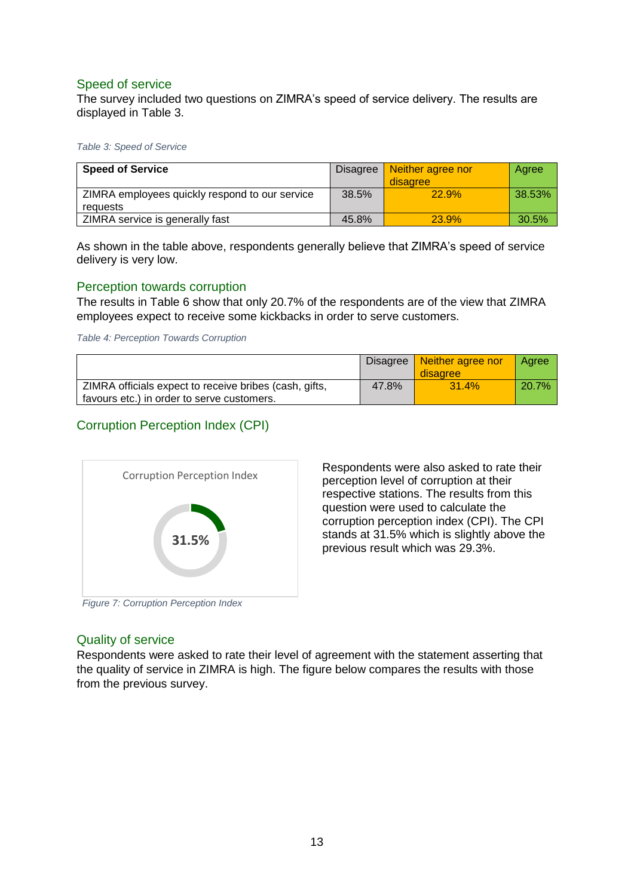## Speed of service

The survey included two questions on ZIMRA's speed of service delivery. The results are displayed in Table 3.

*Table 3: Speed of Service*

| **Speed of Service** | Disagree | Neither agree nor disagree | Agree |
|---|---|---|---|
| ZIMRA employees quickly respond to our service requests | 38.5% | 22.9% | 38.53% |
| ZIMRA service is generally fast | 45.8% | 23.9% | 30.5% |

As shown in the table above, respondents generally believe that ZIMRA's speed of service delivery is very low.

## Perception towards corruption

The results in Table 6 show that only 20.7% of the respondents are of the view that ZIMRA employees expect to receive some kickbacks in order to serve customers.

*Table 4: Perception Towards Corruption*

| | Disagree | Neither agree nor disagree | Agree |
|---|---|---|---|
| ZIMRA officials expect to receive bribes (cash, gifts, favours etc.) in order to serve customers. | 47.8% | 31.4% | 20.7% |

## Corruption Perception Index (CPI)

Corruption Perception Index

31.5%

*Figure 7: Corruption Perception Index*

Respondents were also asked to rate their perception level of corruption at their respective stations. The results from this question were used to calculate the corruption perception index (CPI). The CPI stands at 31.5% which is slightly above the previous result which was 29.3%.

## Quality of service

Respondents were asked to rate their level of agreement with the statement asserting that the quality of service in ZIMRA is high. The figure below compares the results with those from the previous survey.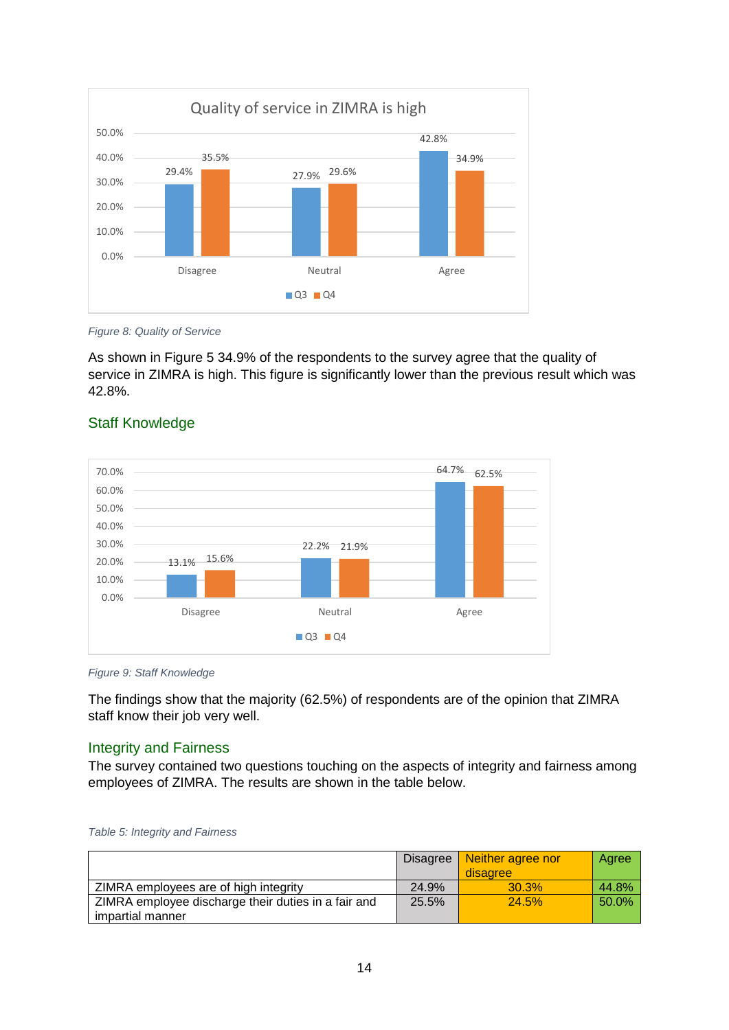*Figure 8: Quality of Service*

As shown in Figure 5 34.9% of the respondents to the survey agree that the quality of service in ZIMRA is high. This figure is significantly lower than the previous result which was 42.8%.

## Staff Knowledge

*Figure 9: Staff Knowledge*

The findings show that the majority (62.5%) of respondents are of the opinion that ZIMRA staff know their job very well.

## Integrity and Fairness

The survey contained two questions touching on the aspects of integrity and fairness among employees of ZIMRA. The results are shown in the table below.

*Table 5: Integrity and Fairness*

| | Disagree | Neither agree nor disagree | Agree |
|---|---|---|---|
| ZIMRA employees are of high integrity | 24.9% | 30.3% | 44.8% |
| ZIMRA employee discharge their duties in a fair and impartial manner | 25.5% | 24.5% | 50.0% |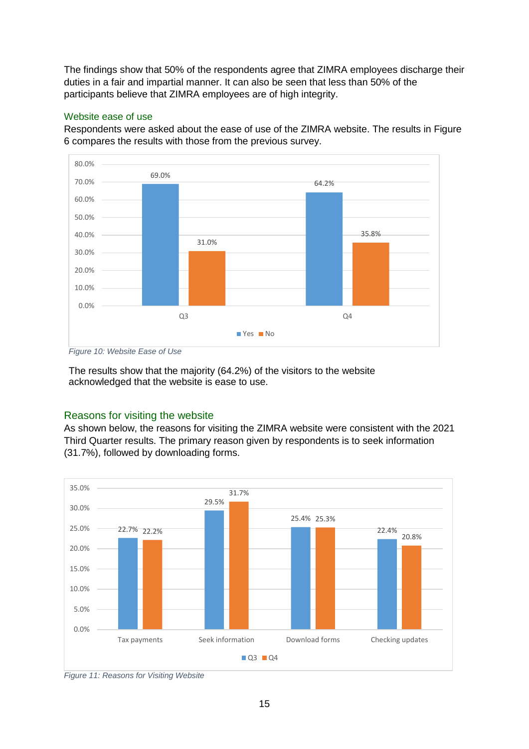The findings show that 50% of the respondents agree that ZIMRA employees discharge their duties in a fair and impartial manner. It can also be seen that less than 50% of the participants believe that ZIMRA employees are of high integrity.

## Website ease of use

Respondents were asked about the ease of use of the ZIMRA website. The results in Figure 6 compares the results with those from the previous survey.

| | Yes | No |
|---|---|---|
| Q3 | 69.0% | 31.0% |
| Q4 | 64.2% | 35.8% |

*Figure 10: Website Ease of Use*

The results show that the majority (64.2%) of the visitors to the website acknowledged that the website is ease to use.

## Reasons for visiting the website

As shown below, the reasons for visiting the ZIMRA website were consistent with the 2021 Third Quarter results. The primary reason given by respondents is to seek information (31.7%), followed by downloading forms.

| | Q3 | Q4 |
|---|---|---|
| Tax payments | 22.7% | 22.2% |
| Seek information | 29.5% | 31.7% |
| Download forms | 25.4% | 25.3% |
| Checking updates | 22.4% | 20.8% |

*Figure 11: Reasons for Visiting Website*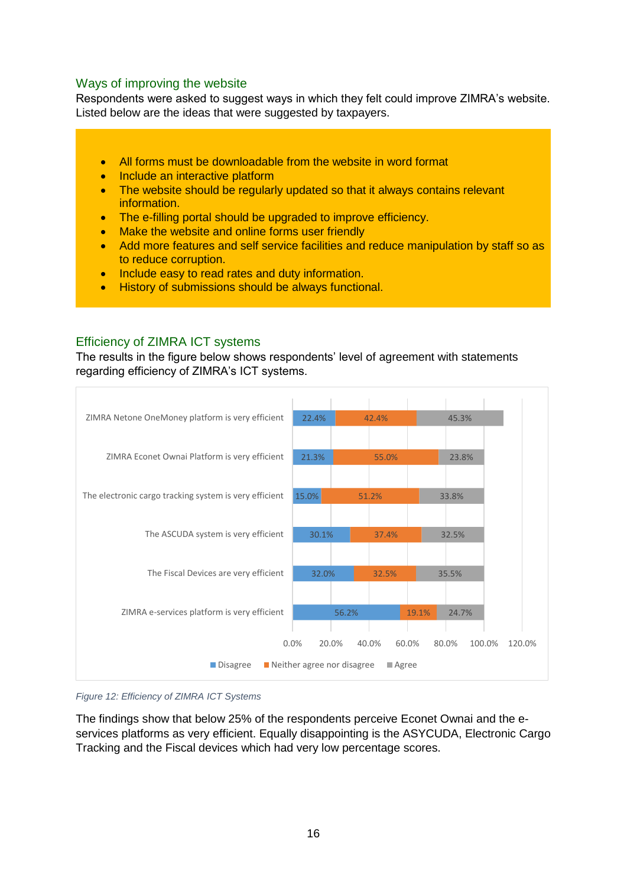## Ways of improving the website

Respondents were asked to suggest ways in which they felt could improve ZIMRA's website. Listed below are the ideas that were suggested by taxpayers.

- All forms must be downloadable from the website in word format
- Include an interactive platform
- The website should be regularly updated so that it always contains relevant information.
- The e-filling portal should be upgraded to improve efficiency.
- Make the website and online forms user friendly
- Add more features and self service facilities and reduce manipulation by staff so as to reduce corruption.
- Include easy to read rates and duty information.
- History of submissions should be always functional.

## Efficiency of ZIMRA ICT systems

The results in the figure below shows respondents' level of agreement with statements regarding efficiency of ZIMRA's ICT systems.

| Statement | Disagree | Neither agree nor disagree | Agree |
|---|---|---|---|
| ZIMRA Netone OneMoney platform is very efficient | 22.4% | 42.4% | 45.3% |
| ZIMRA Econet Ownai Platform is very efficient | 21.3% | 55.0% | 23.8% |
| The electronic cargo tracking system is very efficient | 15.0% | 51.2% | 33.8% |
| The ASCUDA system is very efficient | 30.1% | 37.4% | 32.5% |
| The Fiscal Devices are very efficient | 32.0% | 32.5% | 35.5% |
| ZIMRA e-services platform is very efficient | 56.2% | 19.1% | 24.7% |

*Figure 12: Efficiency of ZIMRA ICT Systems*

The findings show that below 25% of the respondents perceive Econet Ownai and the e-services platforms as very efficient. Equally disappointing is the ASYCUDA, Electronic Cargo Tracking and the Fiscal devices which had very low percentage scores.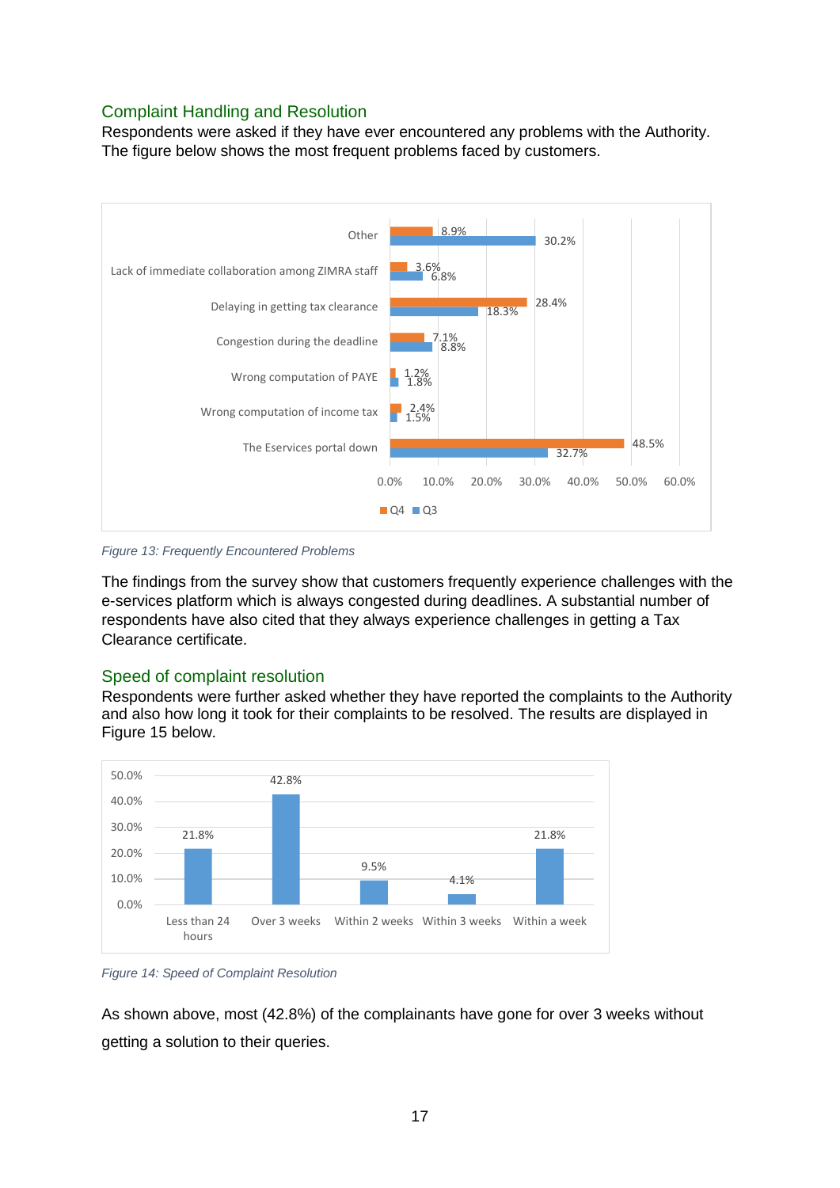## Complaint Handling and Resolution

Respondents were asked if they have ever encountered any problems with the Authority. The figure below shows the most frequent problems faced by customers.

| Problem | Q4 | Q3 |
|---|---|---|
| Other | 8.9% | 30.2% |
| Lack of immediate collaboration among ZIMRA staff | 3.6% | 6.8% |
| Delaying in getting tax clearance | 28.4% | 18.3% |
| Congestion during the deadline | 7.1% | 8.8% |
| Wrong computation of PAYE | 1.2% | 1.8% |
| Wrong computation of income tax | 2.4% | 1.5% |
| The Eservices portal down | 48.5% | 32.7% |

*Figure 13: Frequently Encountered Problems*

The findings from the survey show that customers frequently experience challenges with the e-services platform which is always congested during deadlines. A substantial number of respondents have also cited that they always experience challenges in getting a Tax Clearance certificate.

## Speed of complaint resolution

Respondents were further asked whether they have reported the complaints to the Authority and also how long it took for their complaints to be resolved. The results are displayed in Figure 15 below.

| Less than 24 hours | Over 3 weeks | Within 2 weeks | Within 3 weeks | Within a week |
|---|---|---|---|---|
| 21.8% | 42.8% | 9.5% | 4.1% | 21.8% |

*Figure 14: Speed of Complaint Resolution*

As shown above, most (42.8%) of the complainants have gone for over 3 weeks without getting a solution to their queries.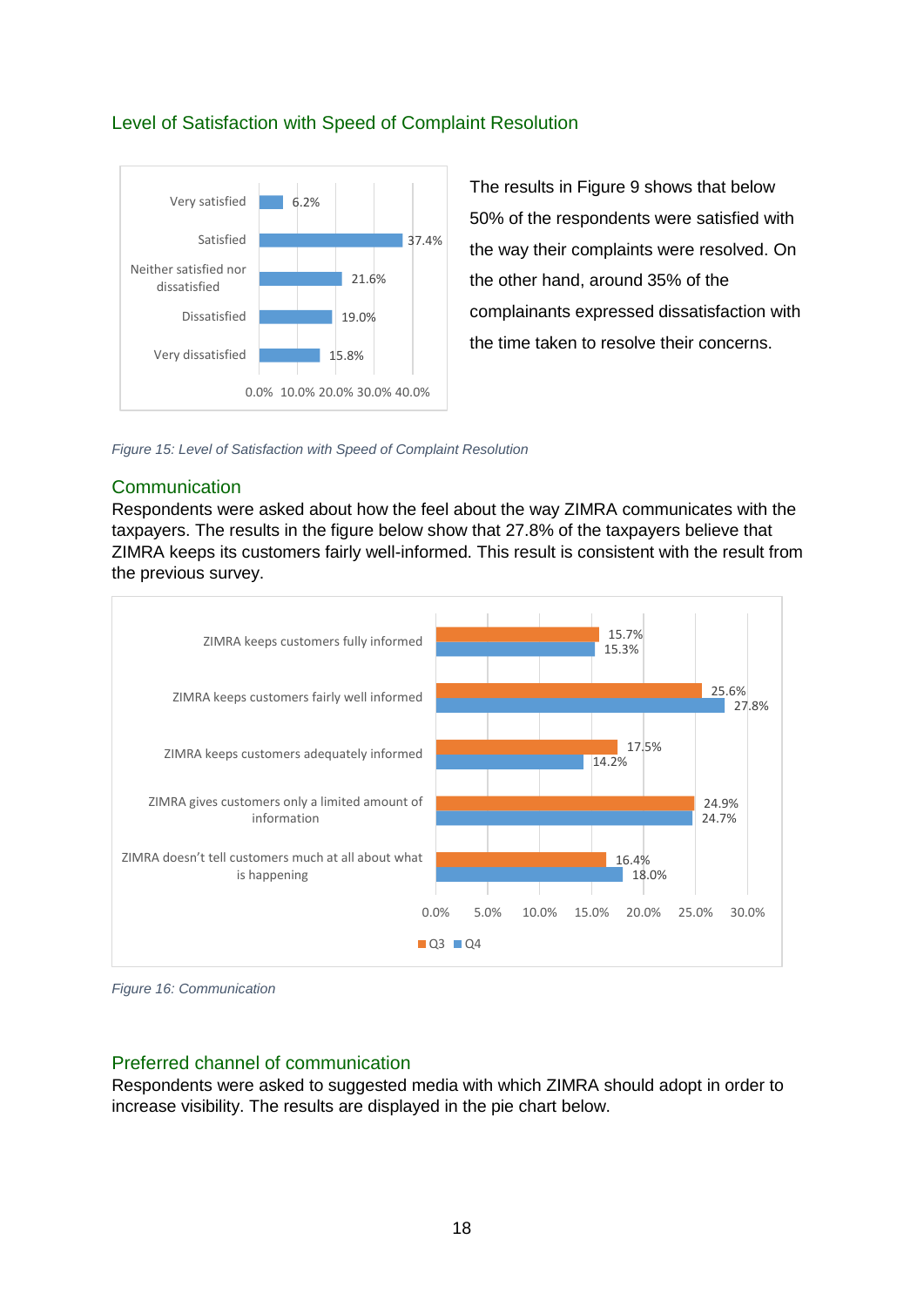### Level of Satisfaction with Speed of Complaint Resolution

| Response | Percentage |
| --- | --- |
| Very satisfied | 6.2% |
| Satisfied | 37.4% |
| Neither satisfied nor dissatisfied | 21.6% |
| Dissatisfied | 19.0% |
| Very dissatisfied | 15.8% |

The results in Figure 9 shows that below 50% of the respondents were satisfied with the way their complaints were resolved. On the other hand, around 35% of the complainants expressed dissatisfaction with the time taken to resolve their concerns.

*Figure 15: Level of Satisfaction with Speed of Complaint Resolution*

### Communication

Respondents were asked about how the feel about the way ZIMRA communicates with the taxpayers. The results in the figure below show that 27.8% of the taxpayers believe that ZIMRA keeps its customers fairly well-informed. This result is consistent with the result from the previous survey.

| Statement | Q3 | Q4 |
| --- | --- | --- |
| ZIMRA keeps customers fully informed | 15.7% | 15.3% |
| ZIMRA keeps customers fairly well informed | 25.6% | 27.8% |
| ZIMRA keeps customers adequately informed | 17.5% | 14.2% |
| ZIMRA gives customers only a limited amount of information | 24.9% | 24.7% |
| ZIMRA doesn't tell customers much at all about what is happening | 16.4% | 18.0% |

*Figure 16: Communication*

### Preferred channel of communication

Respondents were asked to suggested media with which ZIMRA should adopt in order to increase visibility. The results are displayed in the pie chart below.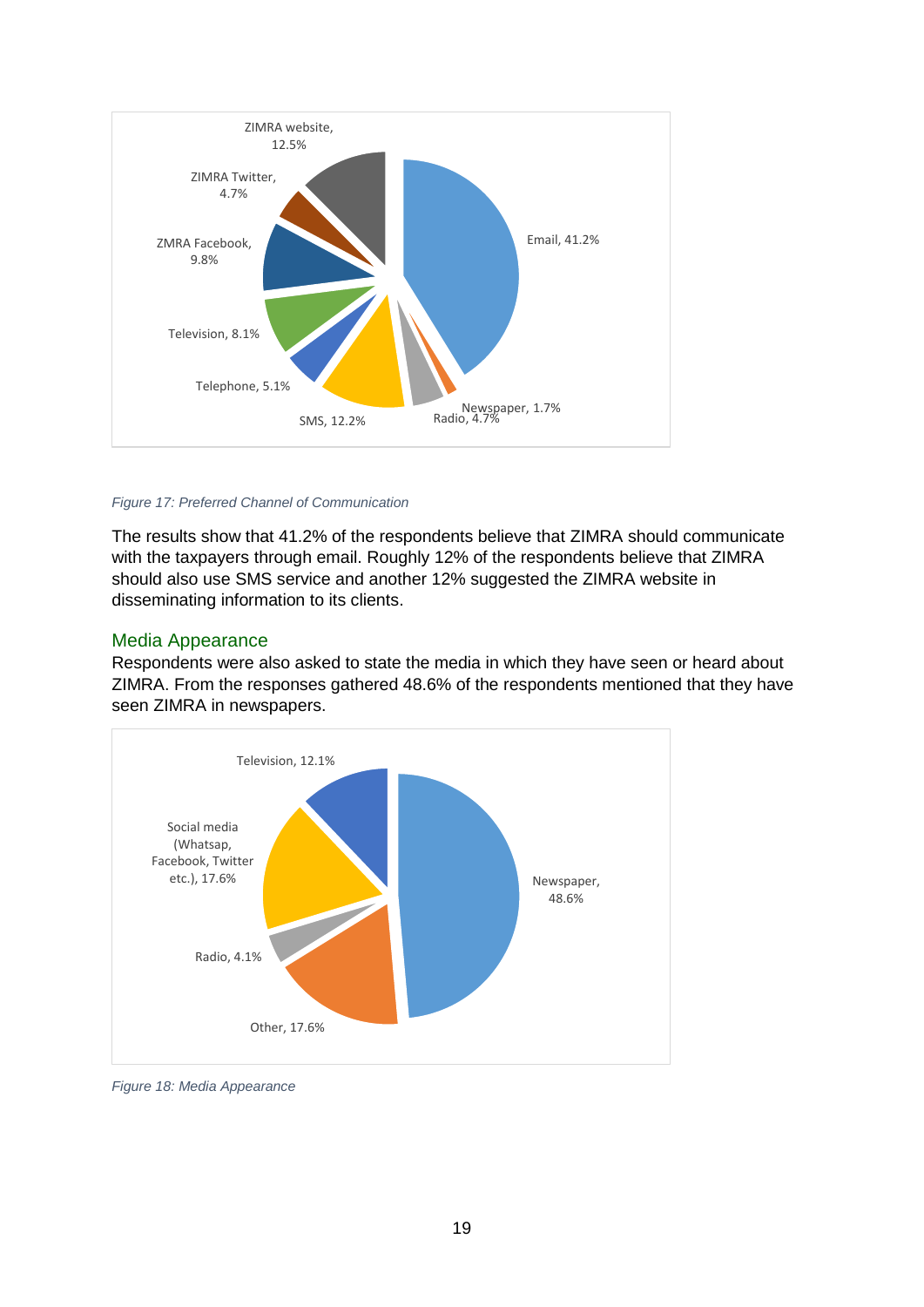*Figure 17: Preferred Channel of Communication*

The results show that 41.2% of the respondents believe that ZIMRA should communicate with the taxpayers through email. Roughly 12% of the respondents believe that ZIMRA should also use SMS service and another 12% suggested the ZIMRA website in disseminating information to its clients.

## Media Appearance

Respondents were also asked to state the media in which they have seen or heard about ZIMRA. From the responses gathered 48.6% of the respondents mentioned that they have seen ZIMRA in newspapers.

*Figure 18: Media Appearance*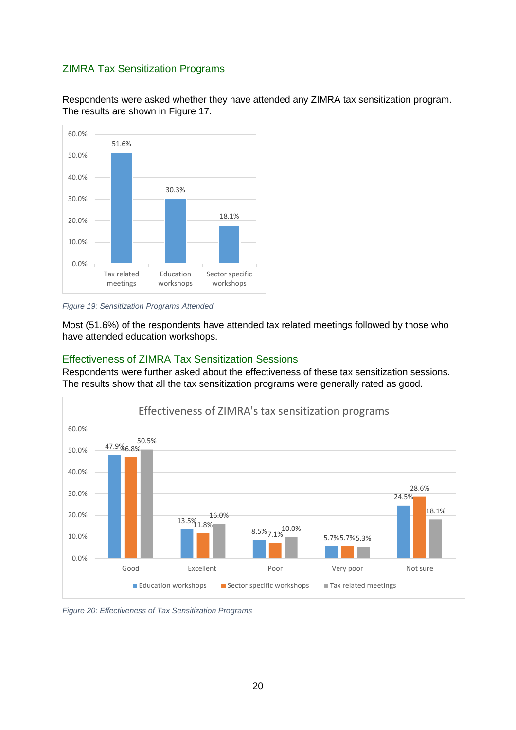## ZIMRA Tax Sensitization Programs

Respondents were asked whether they have attended any ZIMRA tax sensitization program. The results are shown in Figure 17.

| | Tax related meetings | Education workshops | Sector specific workshops |
|---|---|---|---|
| Percentage | 51.6% | 30.3% | 18.1% |

*Figure 19: Sensitization Programs Attended*

Most (51.6%) of the respondents have attended tax related meetings followed by those who have attended education workshops.

## Effectiveness of ZIMRA Tax Sensitization Sessions

Respondents were further asked about the effectiveness of these tax sensitization sessions. The results show that all the tax sensitization programs were generally rated as good.

**Effectiveness of ZIMRA's tax sensitization programs**

| | Good | Excellent | Poor | Very poor | Not sure |
|---|---|---|---|---|---|
| Education workshops | 47.9% | 13.5% | 8.5% | 5.7% | 24.5% |
| Sector specific workshops | 46.8% | 11.8% | 7.1% | 5.7% | 28.6% |
| Tax related meetings | 50.5% | 16.0% | 10.0% | 5.3% | 18.1% |

*Figure 20: Effectiveness of Tax Sensitization Programs*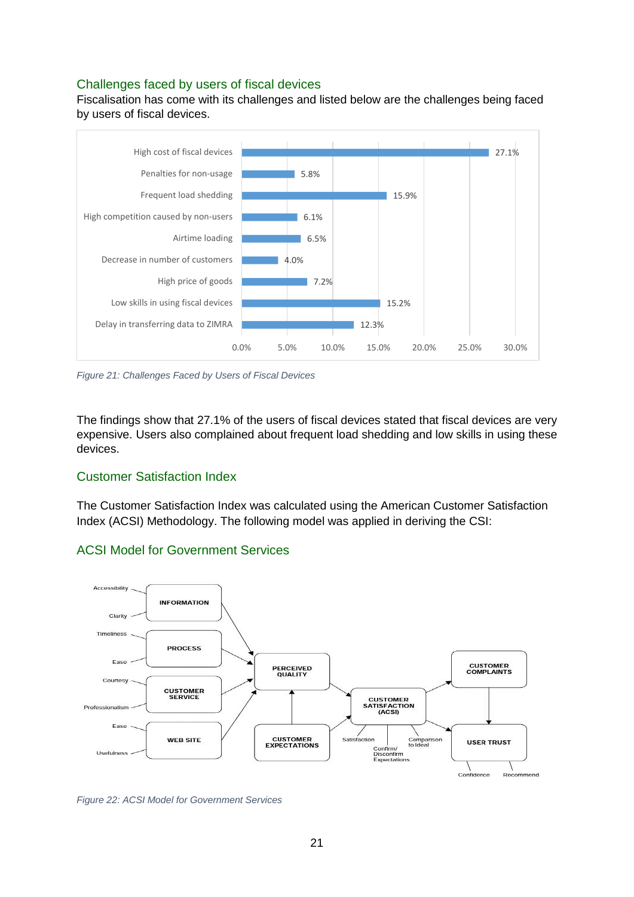### Challenges faced by users of fiscal devices

Fiscalisation has come with its challenges and listed below are the challenges being faced by users of fiscal devices.

| Challenge | Percentage |
|---|---|
| High cost of fiscal devices | 27.1% |
| Penalties for non-usage | 5.8% |
| Frequent load shedding | 15.9% |
| High competition caused by non-users | 6.1% |
| Airtime loading | 6.5% |
| Decrease in number of customers | 4.0% |
| High price of goods | 7.2% |
| Low skills in using fiscal devices | 15.2% |
| Delay in transferring data to ZIMRA | 12.3% |

*Figure 21: Challenges Faced by Users of Fiscal Devices*

The findings show that 27.1% of the users of fiscal devices stated that fiscal devices are very expensive. Users also complained about frequent load shedding and low skills in using these devices.

### Customer Satisfaction Index

The Customer Satisfaction Index was calculated using the American Customer Satisfaction Index (ACSI) Methodology. The following model was applied in deriving the CSI:

### ACSI Model for Government Services

*Figure 22: ACSI Model for Government Services*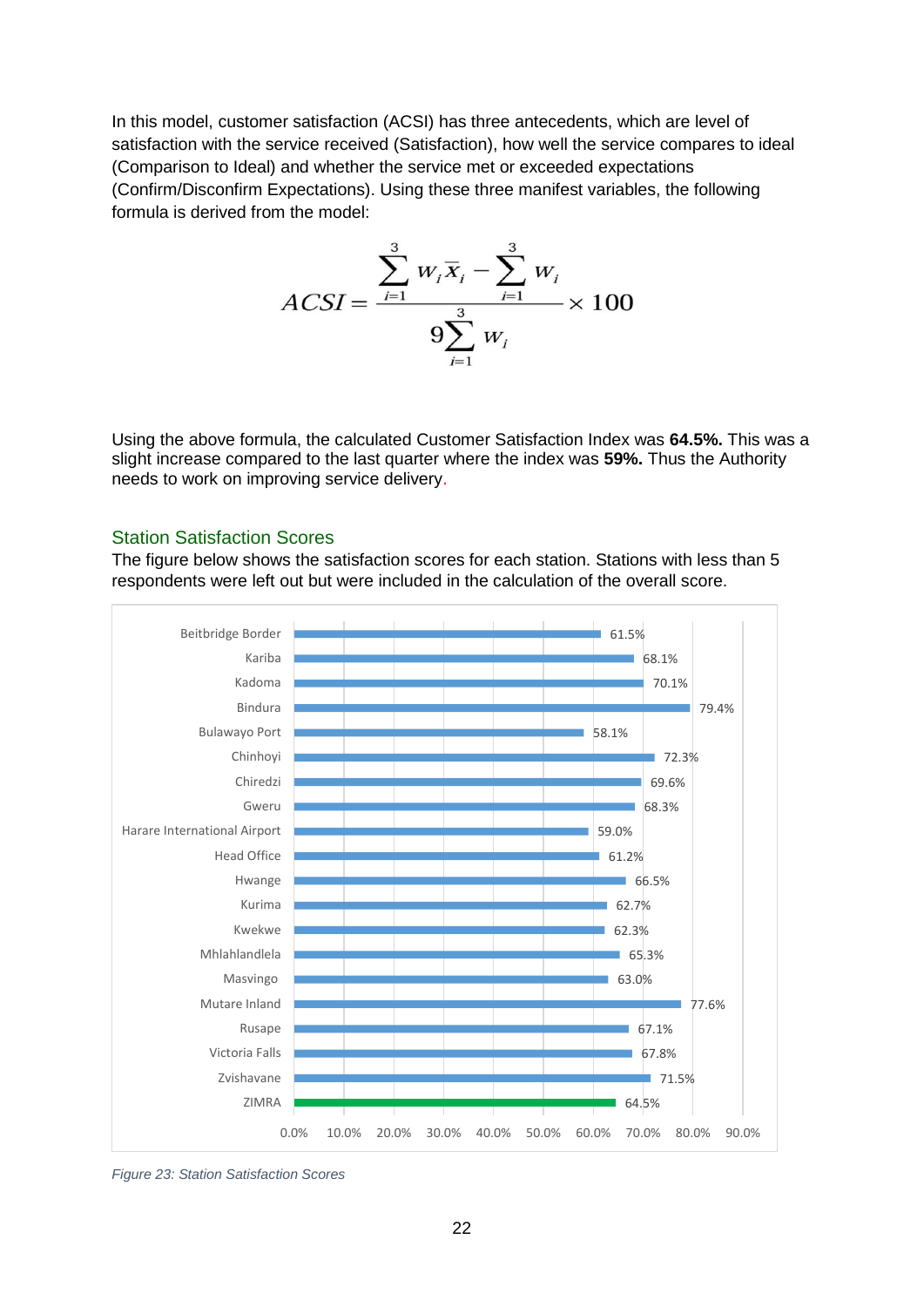In this model, customer satisfaction (ACSI) has three antecedents, which are level of satisfaction with the service received (Satisfaction), how well the service compares to ideal (Comparison to Ideal) and whether the service met or exceeded expectations (Confirm/Disconfirm Expectations). Using these three manifest variables, the following formula is derived from the model:

$$ACSI = \frac{\sum_{i=1}^{3} w_i \bar{x}_i - \sum_{i=1}^{3} w_i}{9\sum_{i=1}^{3} w_i} \times 100$$

Using the above formula, the calculated Customer Satisfaction Index was **64.5%.** This was a slight increase compared to the last quarter where the index was **59%.** Thus the Authority needs to work on improving service delivery.

## Station Satisfaction Scores

The figure below shows the satisfaction scores for each station. Stations with less than 5 respondents were left out but were included in the calculation of the overall score.

| Station | Satisfaction Score |
| --- | --- |
| Beitbridge Border | 61.5% |
| Kariba | 68.1% |
| Kadoma | 70.1% |
| Bindura | 79.4% |
| Bulawayo Port | 58.1% |
| Chinhoyi | 72.3% |
| Chiredzi | 69.6% |
| Gweru | 68.3% |
| Harare International Airport | 59.0% |
| Head Office | 61.2% |
| Hwange | 66.5% |
| Kurima | 62.7% |
| Kwekwe | 62.3% |
| Mhlahlandlela | 65.3% |
| Masvingo | 63.0% |
| Mutare Inland | 77.6% |
| Rusape | 67.1% |
| Victoria Falls | 67.8% |
| Zvishavane | 71.5% |
| ZIMRA | 64.5% |

*Figure 23: Station Satisfaction Scores*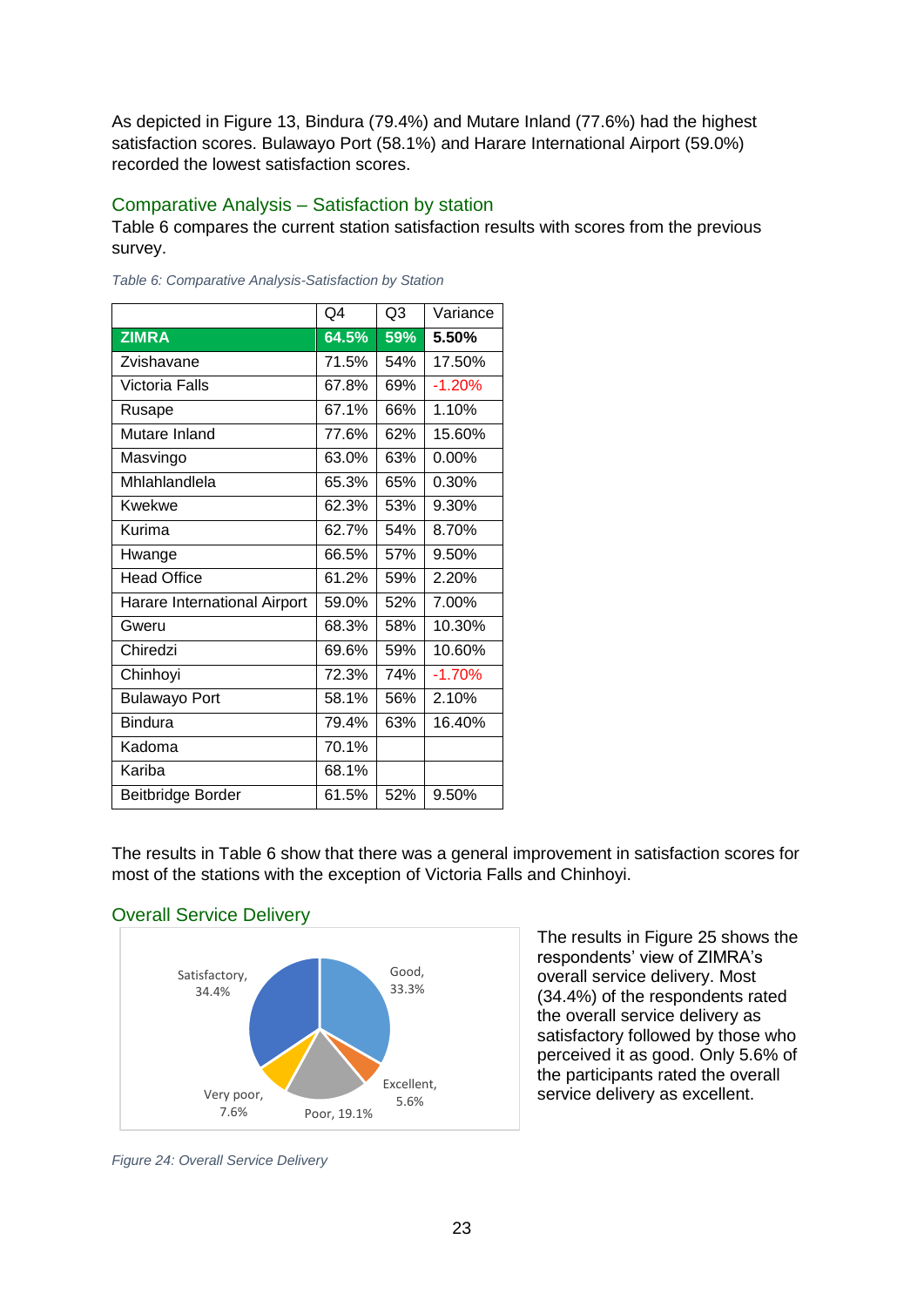As depicted in Figure 13, Bindura (79.4%) and Mutare Inland (77.6%) had the highest satisfaction scores. Bulawayo Port (58.1%) and Harare International Airport (59.0%) recorded the lowest satisfaction scores.

## Comparative Analysis – Satisfaction by station

Table 6 compares the current station satisfaction results with scores from the previous survey.

*Table 6: Comparative Analysis-Satisfaction by Station*

| | Q4 | Q3 | Variance |
|---|---|---|---|
| **ZIMRA** | **64.5%** | **59%** | **5.50%** |
| Zvishavane | 71.5% | 54% | 17.50% |
| Victoria Falls | 67.8% | 69% | -1.20% |
| Rusape | 67.1% | 66% | 1.10% |
| Mutare Inland | 77.6% | 62% | 15.60% |
| Masvingo | 63.0% | 63% | 0.00% |
| Mhlahlandlela | 65.3% | 65% | 0.30% |
| Kwekwe | 62.3% | 53% | 9.30% |
| Kurima | 62.7% | 54% | 8.70% |
| Hwange | 66.5% | 57% | 9.50% |
| Head Office | 61.2% | 59% | 2.20% |
| Harare International Airport | 59.0% | 52% | 7.00% |
| Gweru | 68.3% | 58% | 10.30% |
| Chiredzi | 69.6% | 59% | 10.60% |
| Chinhoyi | 72.3% | 74% | -1.70% |
| Bulawayo Port | 58.1% | 56% | 2.10% |
| Bindura | 79.4% | 63% | 16.40% |
| Kadoma | 70.1% | | |
| Kariba | 68.1% | | |
| Beitbridge Border | 61.5% | 52% | 9.50% |

The results in Table 6 show that there was a general improvement in satisfaction scores for most of the stations with the exception of Victoria Falls and Chinhoyi.

## Overall Service Delivery

Satisfactory, 34.4%; Good, 33.3%; Excellent, 5.6%; Poor, 19.1%; Very poor, 7.6%

*Figure 24: Overall Service Delivery*

The results in Figure 25 shows the respondents' view of ZIMRA's overall service delivery. Most (34.4%) of the respondents rated the overall service delivery as satisfactory followed by those who perceived it as good. Only 5.6% of the participants rated the overall service delivery as excellent.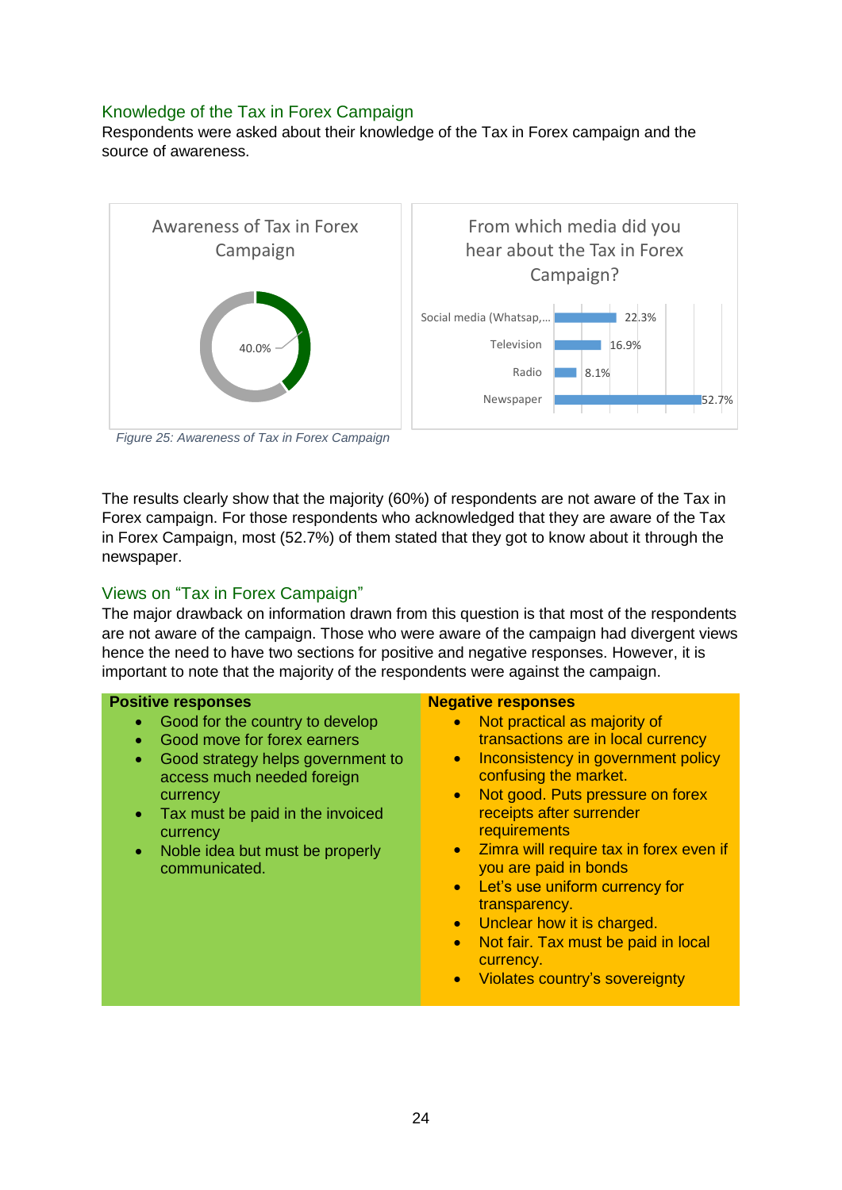## Knowledge of the Tax in Forex Campaign

Respondents were asked about their knowledge of the Tax in Forex campaign and the source of awareness.

Awareness of Tax in Forex Campaign

40.0%

From which media did you hear about the Tax in Forex Campaign?

| Media | Percentage |
|---|---|
| Social media (Whatsap,... | 22.3% |
| Television | 16.9% |
| Radio | 8.1% |
| Newspaper | 52.7% |

*Figure 25: Awareness of Tax in Forex Campaign*

The results clearly show that the majority (60%) of respondents are not aware of the Tax in Forex campaign. For those respondents who acknowledged that they are aware of the Tax in Forex Campaign, most (52.7%) of them stated that they got to know about it through the newspaper.

## Views on "Tax in Forex Campaign"

The major drawback on information drawn from this question is that most of the respondents are not aware of the campaign. Those who were aware of the campaign had divergent views hence the need to have two sections for positive and negative responses. However, it is important to note that the majority of the respondents were against the campaign.

**Positive responses**

- Good for the country to develop
- Good move for forex earners
- Good strategy helps government to access much needed foreign currency
- Tax must be paid in the invoiced currency
- Noble idea but must be properly communicated.

**Negative responses**

- Not practical as majority of transactions are in local currency
- Inconsistency in government policy confusing the market.
- Not good. Puts pressure on forex receipts after surrender requirements
- Zimra will require tax in forex even if you are paid in bonds
- Let's use uniform currency for transparency.
- Unclear how it is charged.
- Not fair. Tax must be paid in local currency.
- Violates country's sovereignty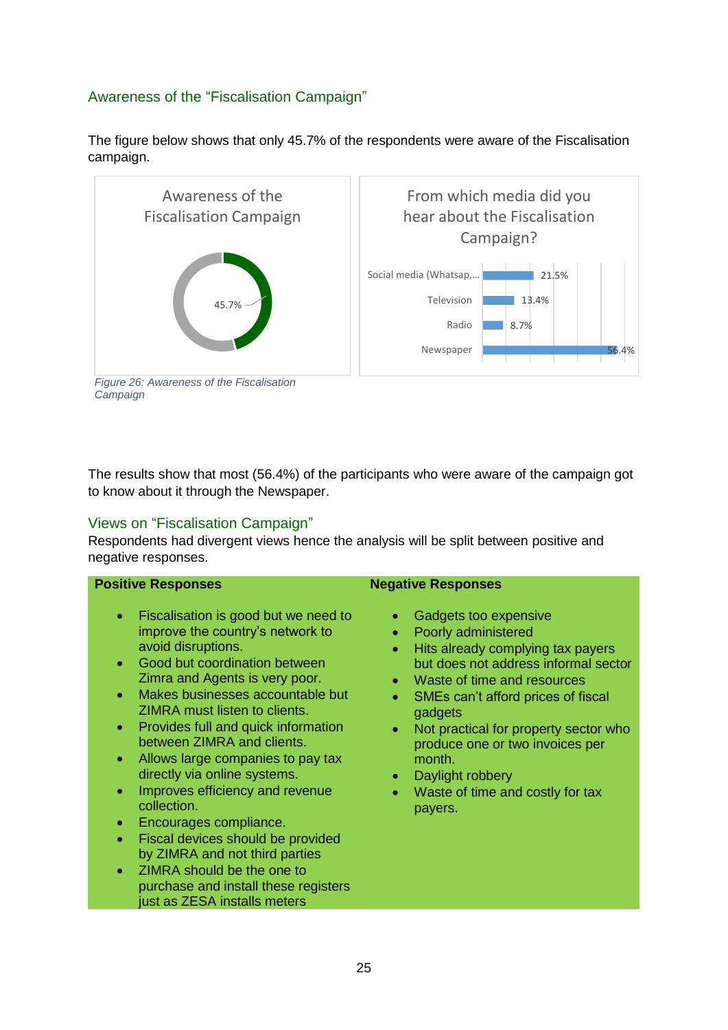### Awareness of the "Fiscalisation Campaign"

The figure below shows that only 45.7% of the respondents were aware of the Fiscalisation campaign.

Awareness of the Fiscalisation Campaign

45.7%

From which media did you hear about the Fiscalisation Campaign?

| Media | % |
|---|---|
| Social media (Whatsap,... | 21.5% |
| Television | 13.4% |
| Radio | 8.7% |
| Newspaper | 56.4% |

*Figure 26: Awareness of the Fiscalisation Campaign*

The results show that most (56.4%) of the participants who were aware of the campaign got to know about it through the Newspaper.

### Views on "Fiscalisation Campaign"

Respondents had divergent views hence the analysis will be split between positive and negative responses.

**Positive Responses**

- Fiscalisation is good but we need to improve the country's network to avoid disruptions.
- Good but coordination between Zimra and Agents is very poor.
- Makes businesses accountable but ZIMRA must listen to clients.
- Provides full and quick information between ZIMRA and clients.
- Allows large companies to pay tax directly via online systems.
- Improves efficiency and revenue collection.
- Encourages compliance.
- Fiscal devices should be provided by ZIMRA and not third parties
- ZIMRA should be the one to purchase and install these registers just as ZESA installs meters

**Negative Responses**

- Gadgets too expensive
- Poorly administered
- Hits already complying tax payers but does not address informal sector
- Waste of time and resources
- SMEs can't afford prices of fiscal gadgets
- Not practical for property sector who produce one or two invoices per month.
- Daylight robbery
- Waste of time and costly for tax payers.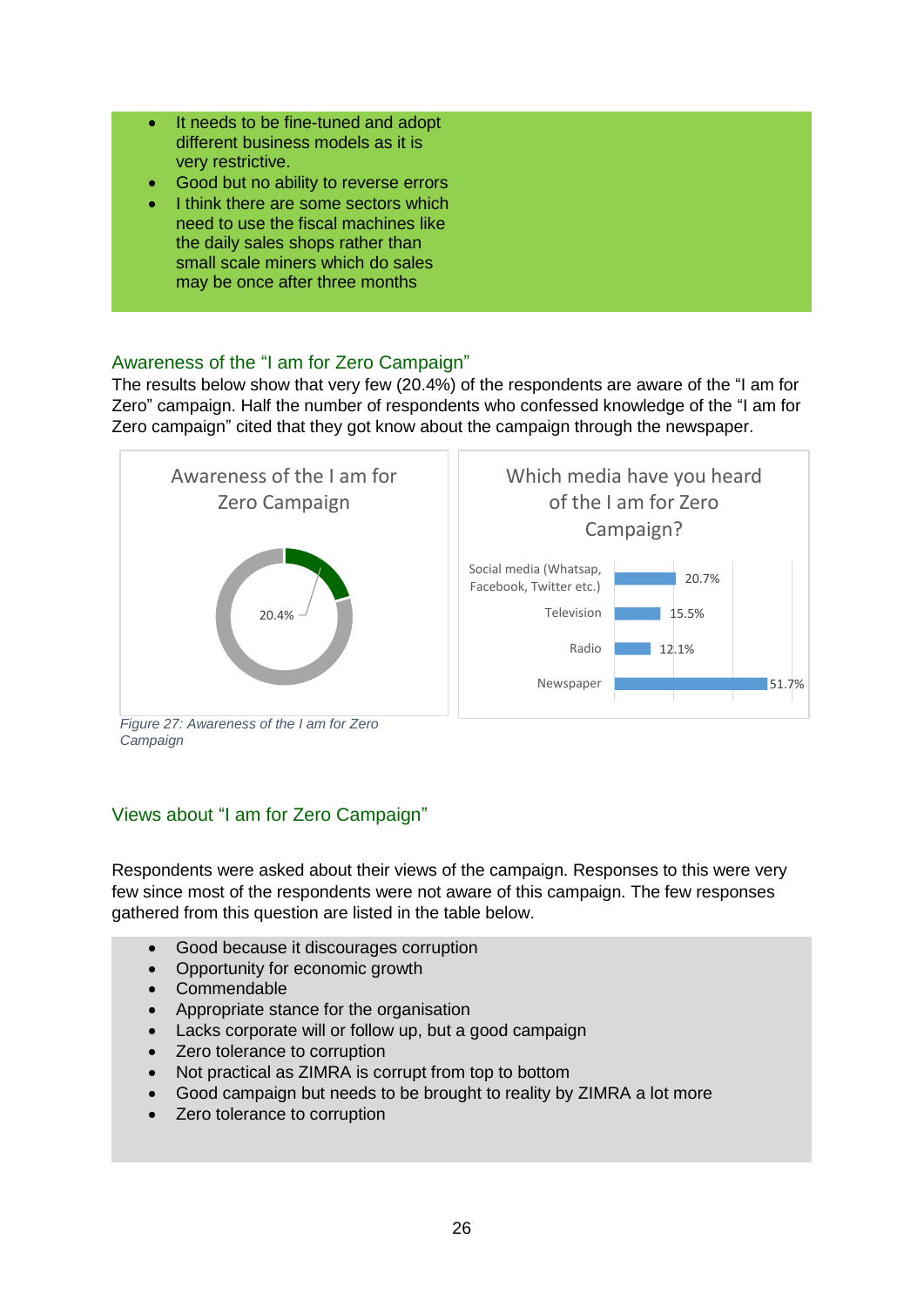- It needs to be fine-tuned and adopt different business models as it is very restrictive.
- Good but no ability to reverse errors
- I think there are some sectors which need to use the fiscal machines like the daily sales shops rather than small scale miners which do sales may be once after three months

## Awareness of the "I am for Zero Campaign"

The results below show that very few (20.4%) of the respondents are aware of the "I am for Zero" campaign. Half the number of respondents who confessed knowledge of the "I am for Zero campaign" cited that they got know about the campaign through the newspaper.

**Awareness of the I am for Zero Campaign**

20.4%

**Which media have you heard of the I am for Zero Campaign?**

| Media | Percentage |
|---|---|
| Social media (Whatsap, Facebook, Twitter etc.) | 20.7% |
| Television | 15.5% |
| Radio | 12.1% |
| Newspaper | 51.7% |

*Figure 27: Awareness of the I am for Zero Campaign*

## Views about "I am for Zero Campaign"

Respondents were asked about their views of the campaign. Responses to this were very few since most of the respondents were not aware of this campaign. The few responses gathered from this question are listed in the table below.

- Good because it discourages corruption
- Opportunity for economic growth
- Commendable
- Appropriate stance for the organisation
- Lacks corporate will or follow up, but a good campaign
- Zero tolerance to corruption
- Not practical as ZIMRA is corrupt from top to bottom
- Good campaign but needs to be brought to reality by ZIMRA a lot more
- Zero tolerance to corruption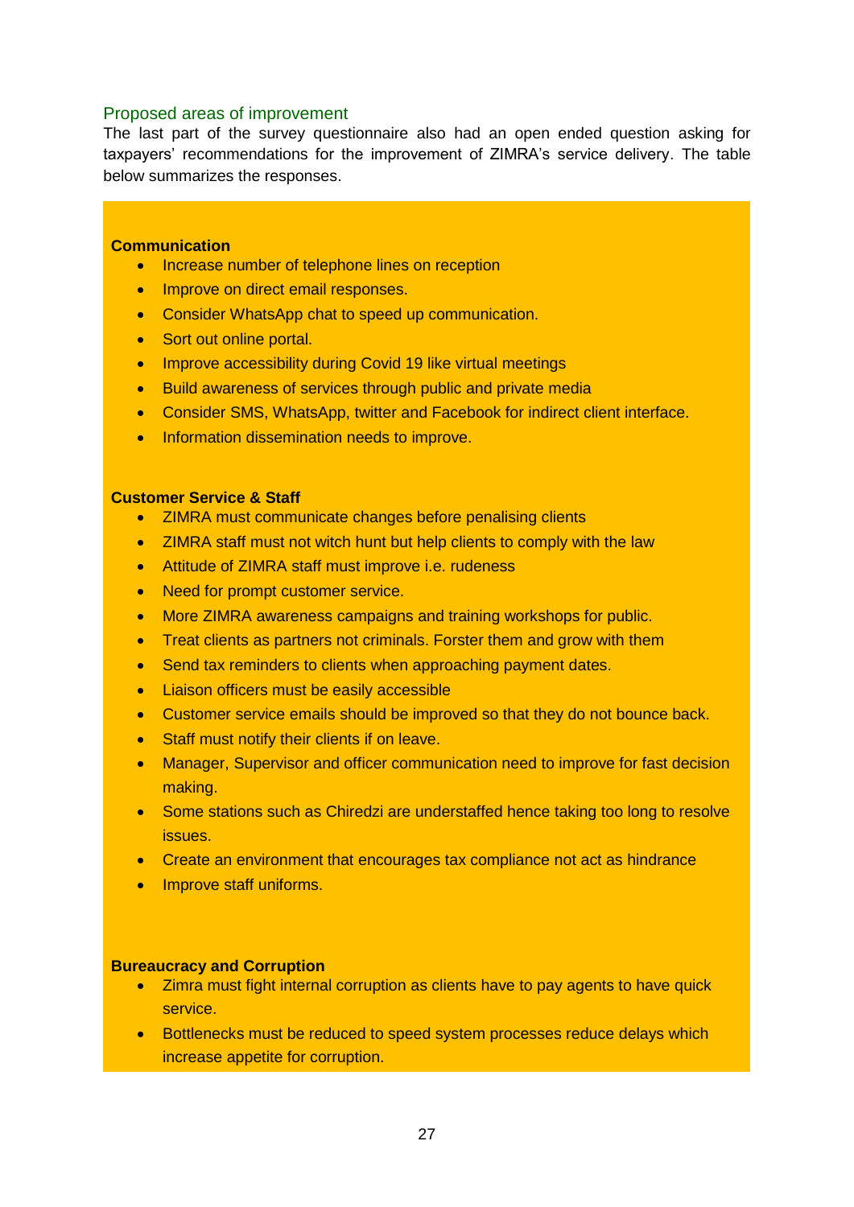## Proposed areas of improvement

The last part of the survey questionnaire also had an open ended question asking for taxpayers' recommendations for the improvement of ZIMRA's service delivery. The table below summarizes the responses.

**Communication**

- Increase number of telephone lines on reception
- Improve on direct email responses.
- Consider WhatsApp chat to speed up communication.
- Sort out online portal.
- Improve accessibility during Covid 19 like virtual meetings
- Build awareness of services through public and private media
- Consider SMS, WhatsApp, twitter and Facebook for indirect client interface.
- Information dissemination needs to improve.

**Customer Service & Staff**

- ZIMRA must communicate changes before penalising clients
- ZIMRA staff must not witch hunt but help clients to comply with the law
- Attitude of ZIMRA staff must improve i.e. rudeness
- Need for prompt customer service.
- More ZIMRA awareness campaigns and training workshops for public.
- Treat clients as partners not criminals. Forster them and grow with them
- Send tax reminders to clients when approaching payment dates.
- Liaison officers must be easily accessible
- Customer service emails should be improved so that they do not bounce back.
- Staff must notify their clients if on leave.
- Manager, Supervisor and officer communication need to improve for fast decision making.
- Some stations such as Chiredzi are understaffed hence taking too long to resolve issues.
- Create an environment that encourages tax compliance not act as hindrance
- Improve staff uniforms.

**Bureaucracy and Corruption**

- Zimra must fight internal corruption as clients have to pay agents to have quick service.
- Bottlenecks must be reduced to speed system processes reduce delays which increase appetite for corruption.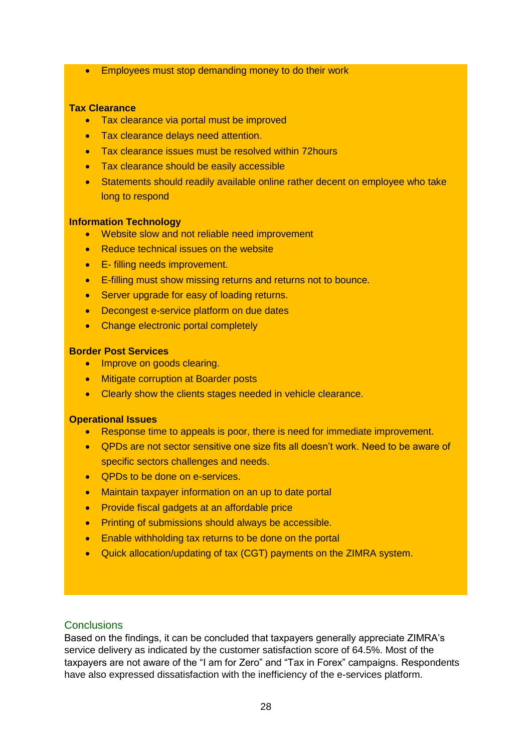- Employees must stop demanding money to do their work

**Tax Clearance**

- Tax clearance via portal must be improved
- Tax clearance delays need attention.
- Tax clearance issues must be resolved within 72hours
- Tax clearance should be easily accessible
- Statements should readily available online rather decent on employee who take long to respond

**Information Technology**

- Website slow and not reliable need improvement
- Reduce technical issues on the website
- E- filling needs improvement.
- E-filling must show missing returns and returns not to bounce.
- Server upgrade for easy of loading returns.
- Decongest e-service platform on due dates
- Change electronic portal completely

**Border Post Services**

- Improve on goods clearing.
- Mitigate corruption at Boarder posts
- Clearly show the clients stages needed in vehicle clearance.

**Operational Issues**

- Response time to appeals is poor, there is need for immediate improvement.
- QPDs are not sector sensitive one size fits all doesn't work. Need to be aware of specific sectors challenges and needs.
- QPDs to be done on e-services.
- Maintain taxpayer information on an up to date portal
- Provide fiscal gadgets at an affordable price
- Printing of submissions should always be accessible.
- Enable withholding tax returns to be done on the portal
- Quick allocation/updating of tax (CGT) payments on the ZIMRA system.

## Conclusions

Based on the findings, it can be concluded that taxpayers generally appreciate ZIMRA's service delivery as indicated by the customer satisfaction score of 64.5%. Most of the taxpayers are not aware of the "I am for Zero" and "Tax in Forex" campaigns. Respondents have also expressed dissatisfaction with the inefficiency of the e-services platform.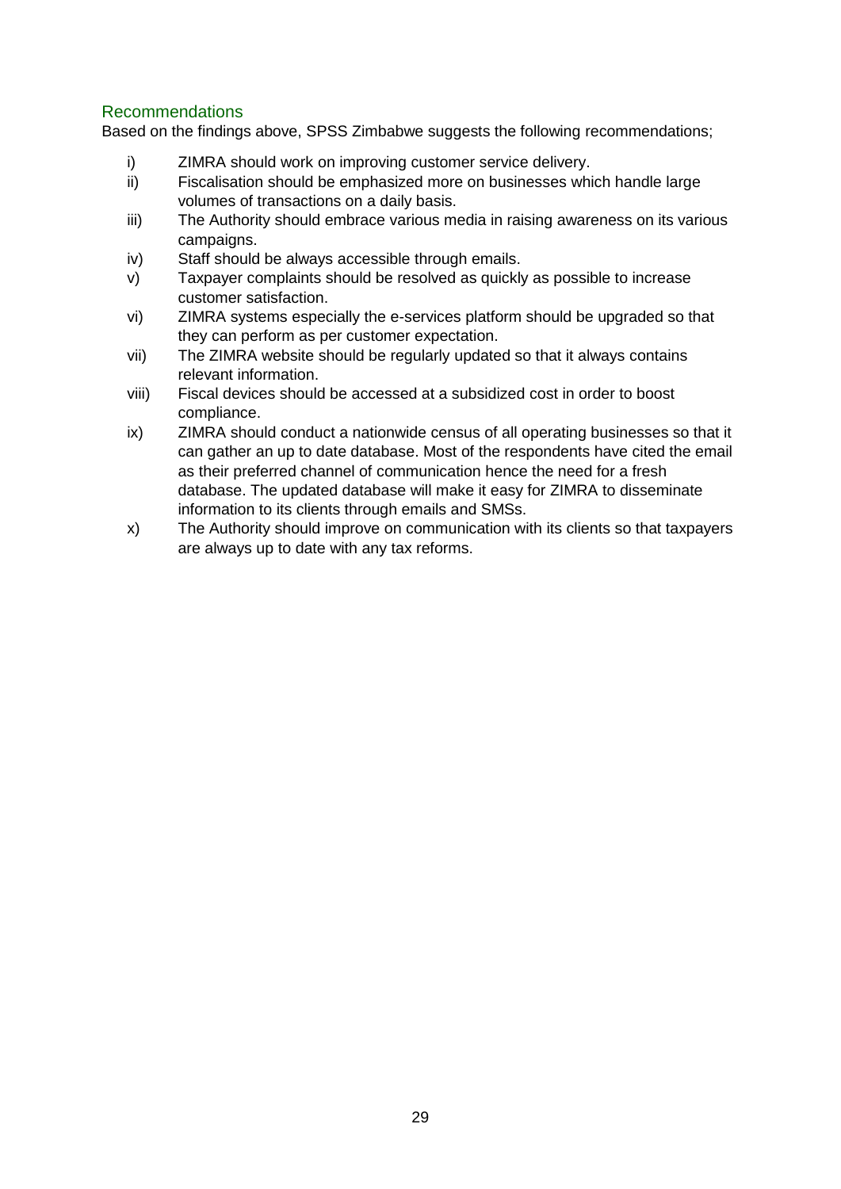## Recommendations

Based on the findings above, SPSS Zimbabwe suggests the following recommendations;

i) ZIMRA should work on improving customer service delivery.

ii) Fiscalisation should be emphasized more on businesses which handle large volumes of transactions on a daily basis.

iii) The Authority should embrace various media in raising awareness on its various campaigns.

iv) Staff should be always accessible through emails.

v) Taxpayer complaints should be resolved as quickly as possible to increase customer satisfaction.

vi) ZIMRA systems especially the e-services platform should be upgraded so that they can perform as per customer expectation.

vii) The ZIMRA website should be regularly updated so that it always contains relevant information.

viii) Fiscal devices should be accessed at a subsidized cost in order to boost compliance.

ix) ZIMRA should conduct a nationwide census of all operating businesses so that it can gather an up to date database. Most of the respondents have cited the email as their preferred channel of communication hence the need for a fresh database. The updated database will make it easy for ZIMRA to disseminate information to its clients through emails and SMSs.

x) The Authority should improve on communication with its clients so that taxpayers are always up to date with any tax reforms.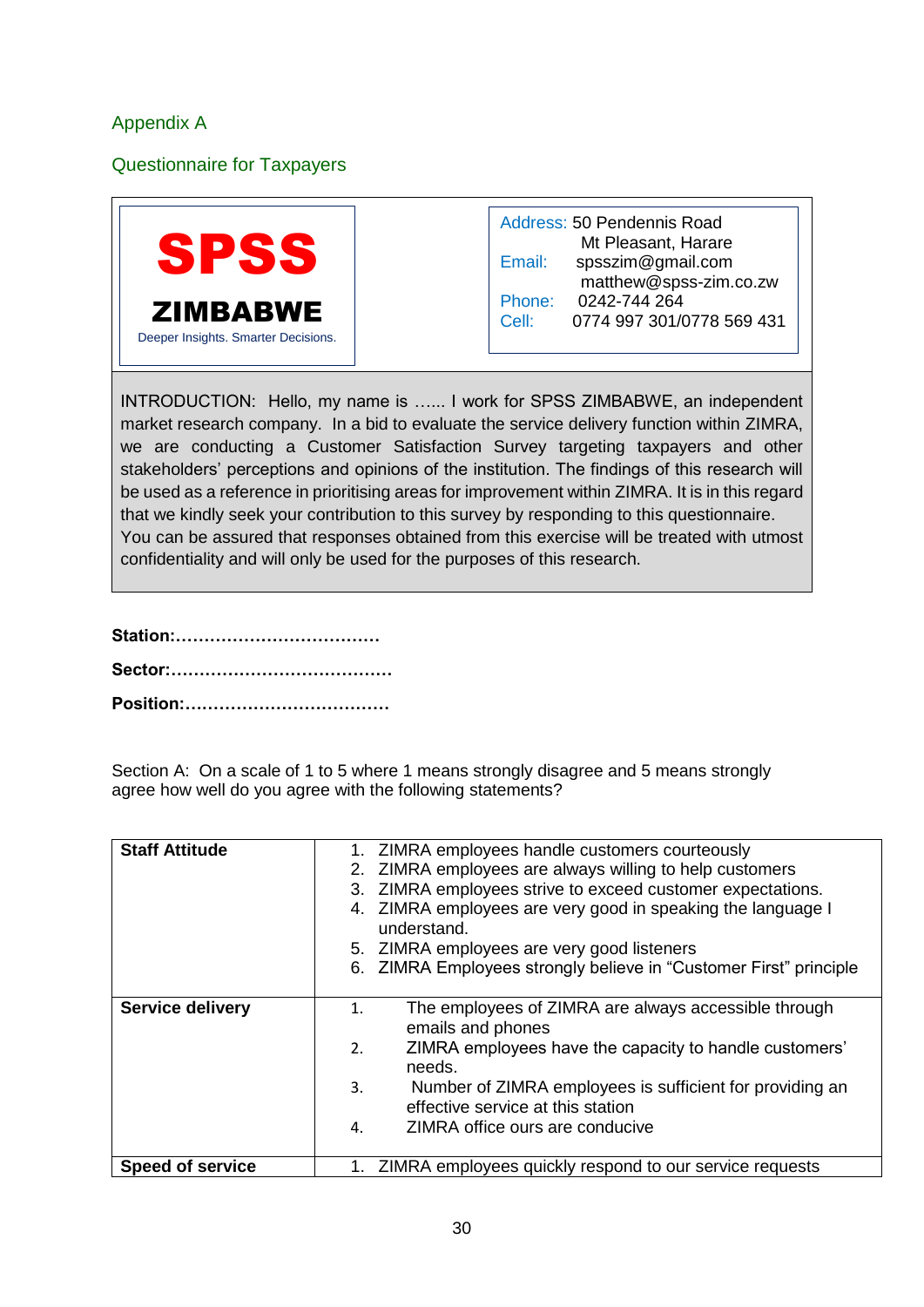## Appendix A

## Questionnaire for Taxpayers

**SPSS**

**ZIMBABWE**

Deeper Insights. Smarter Decisions.

Address: 50 Pendennis Road
Mt Pleasant, Harare
Email: spsszim@gmail.com
matthew@spss-zim.co.zw
Phone: 0242-744 264
Cell: 0774 997 301/0778 569 431

INTRODUCTION: Hello, my name is …... I work for SPSS ZIMBABWE, an independent market research company. In a bid to evaluate the service delivery function within ZIMRA, we are conducting a Customer Satisfaction Survey targeting taxpayers and other stakeholders' perceptions and opinions of the institution. The findings of this research will be used as a reference in prioritising areas for improvement within ZIMRA. It is in this regard that we kindly seek your contribution to this survey by responding to this questionnaire.
You can be assured that responses obtained from this exercise will be treated with utmost confidentiality and will only be used for the purposes of this research.

**Station:………………………………**

**Sector:…………………………………**

**Position:………………………………**

Section A: On a scale of 1 to 5 where 1 means strongly disagree and 5 means strongly agree how well do you agree with the following statements?

| | |
|---|---|
| **Staff Attitude** | 1. ZIMRA employees handle customers courteously<br>2. ZIMRA employees are always willing to help customers<br>3. ZIMRA employees strive to exceed customer expectations.<br>4. ZIMRA employees are very good in speaking the language I understand.<br>5. ZIMRA employees are very good listeners<br>6. ZIMRA Employees strongly believe in "Customer First" principle |
| **Service delivery** | 1. The employees of ZIMRA are always accessible through emails and phones<br>2. ZIMRA employees have the capacity to handle customers' needs.<br>3. Number of ZIMRA employees is sufficient for providing an effective service at this station<br>4. ZIMRA office ours are conducive |
| **Speed of service** | 1. ZIMRA employees quickly respond to our service requests |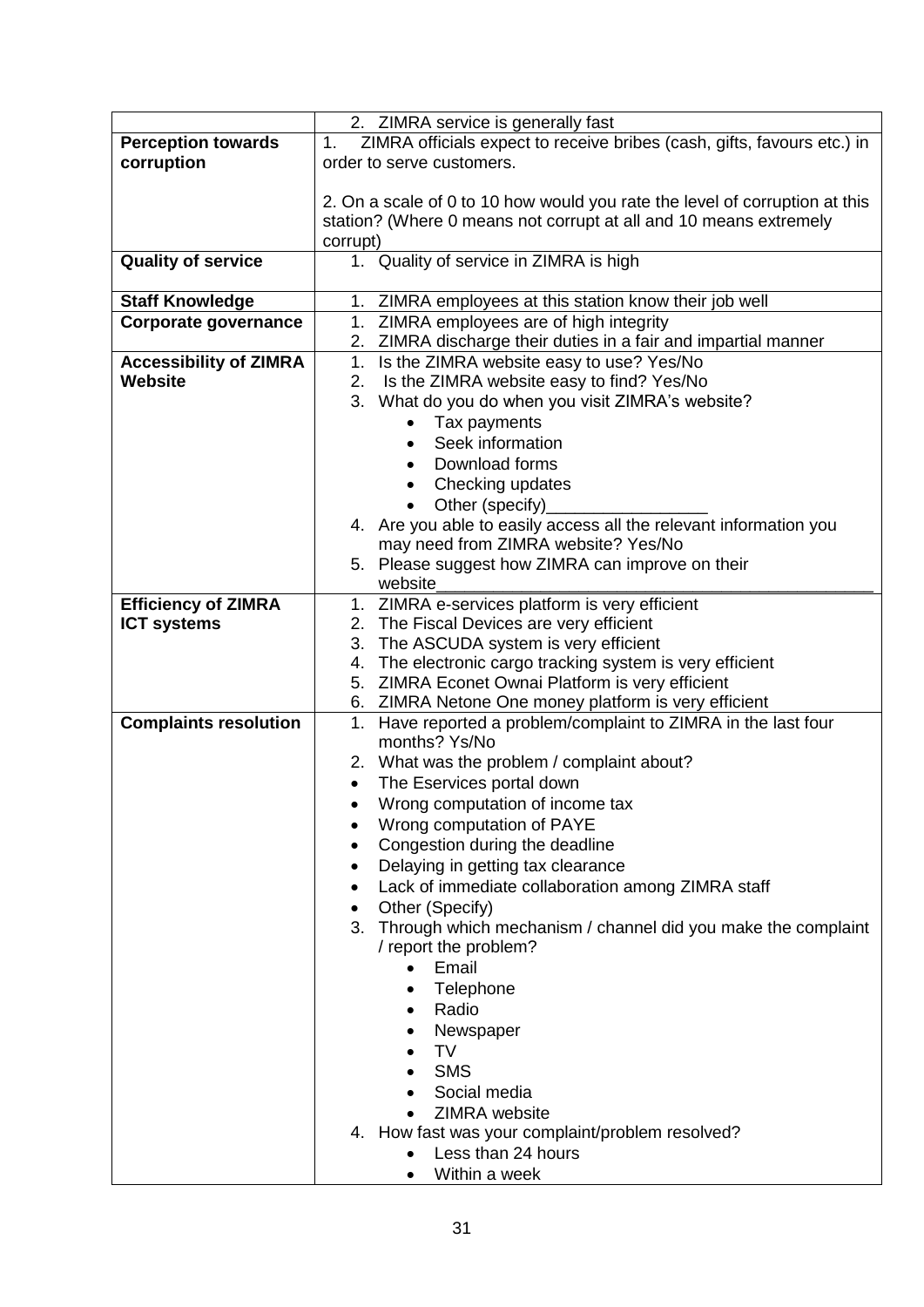| | |
|---|---|
| | 2. ZIMRA service is generally fast |
| **Perception towards corruption** | 1. ZIMRA officials expect to receive bribes (cash, gifts, favours etc.) in order to serve customers.<br><br>2. On a scale of 0 to 10 how would you rate the level of corruption at this station? (Where 0 means not corrupt at all and 10 means extremely corrupt) |
| **Quality of service** | 1. Quality of service in ZIMRA is high |
| **Staff Knowledge** | 1. ZIMRA employees at this station know their job well |
| **Corporate governance** | 1. ZIMRA employees are of high integrity<br>2. ZIMRA discharge their duties in a fair and impartial manner |
| **Accessibility of ZIMRA Website** | 1. Is the ZIMRA website easy to use? Yes/No<br>2. Is the ZIMRA website easy to find? Yes/No<br>3. What do you do when you visit ZIMRA's website?<br>• Tax payments<br>• Seek information<br>• Download forms<br>• Checking updates<br>• Other (specify)_________________<br>4. Are you able to easily access all the relevant information you may need from ZIMRA website? Yes/No<br>5. Please suggest how ZIMRA can improve on their website_____________________________________________ |
| **Efficiency of ZIMRA ICT systems** | 1. ZIMRA e-services platform is very efficient<br>2. The Fiscal Devices are very efficient<br>3. The ASCUDA system is very efficient<br>4. The electronic cargo tracking system is very efficient<br>5. ZIMRA Econet Ownai Platform is very efficient<br>6. ZIMRA Netone One money platform is very efficient |
| **Complaints resolution** | 1. Have reported a problem/complaint to ZIMRA in the last four months? Ys/No<br>2. What was the problem / complaint about?<br>• The Eservices portal down<br>• Wrong computation of income tax<br>• Wrong computation of PAYE<br>• Congestion during the deadline<br>• Delaying in getting tax clearance<br>• Lack of immediate collaboration among ZIMRA staff<br>• Other (Specify)<br>3. Through which mechanism / channel did you make the complaint / report the problem?<br>• Email<br>• Telephone<br>• Radio<br>• Newspaper<br>• TV<br>• SMS<br>• Social media<br>• ZIMRA website<br>4. How fast was your complaint/problem resolved?<br>• Less than 24 hours<br>• Within a week |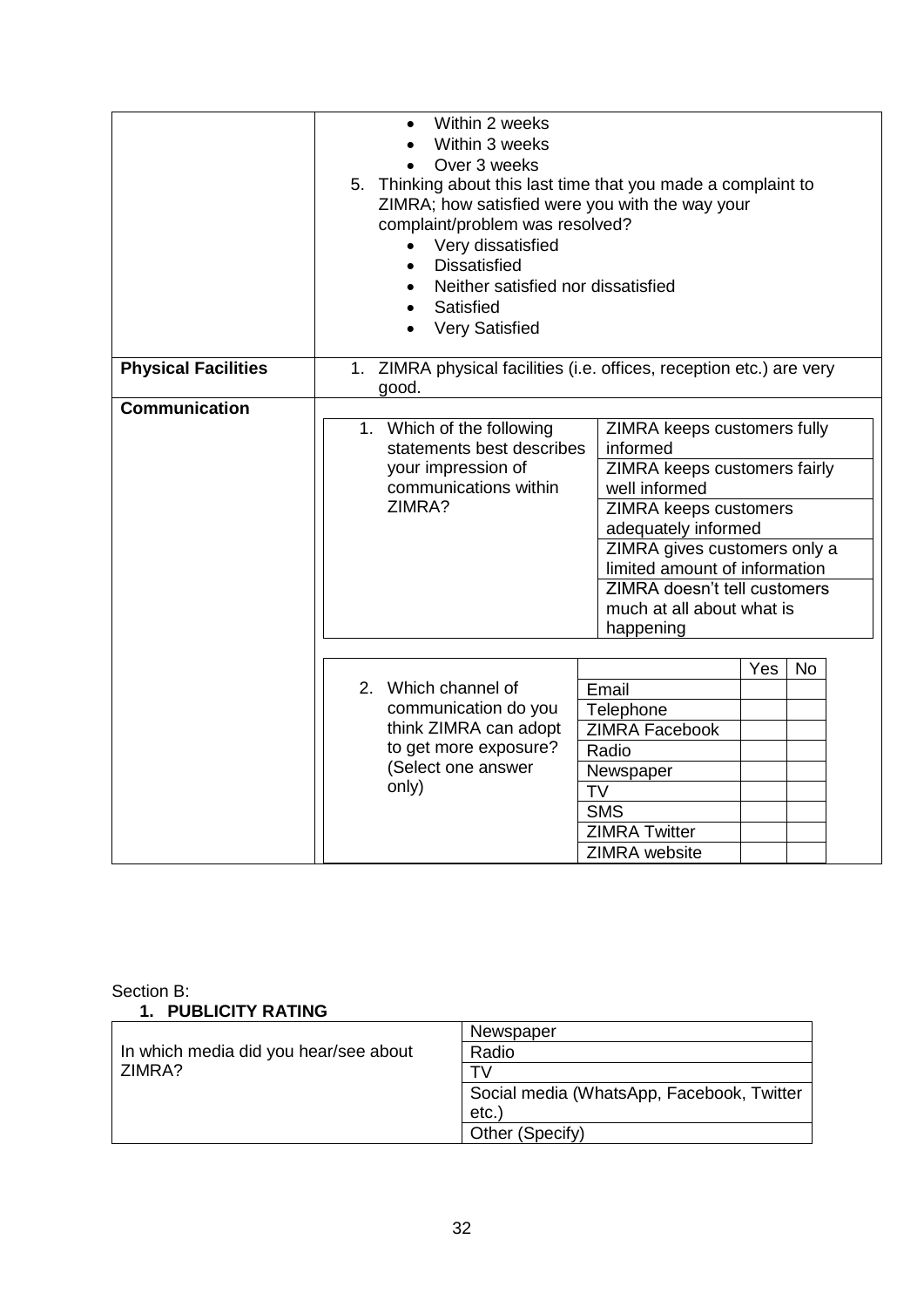| | |
|---|---|
| | • Within 2 weeks<br>• Within 3 weeks<br>• Over 3 weeks<br>5. Thinking about this last time that you made a complaint to ZIMRA; how satisfied were you with the way your complaint/problem was resolved?<br>• Very dissatisfied<br>• Dissatisfied<br>• Neither satisfied nor dissatisfied<br>• Satisfied<br>• Very Satisfied |
| **Physical Facilities** | 1. ZIMRA physical facilities (i.e. offices, reception etc.) are very good. |
| **Communication** | |

| Question | Options |
|---|---|
| 1. Which of the following statements best describes your impression of communications within ZIMRA? | ZIMRA keeps customers fully informed |
| | ZIMRA keeps customers fairly well informed |
| | ZIMRA keeps customers adequately informed |
| | ZIMRA gives customers only a limited amount of information |
| | ZIMRA doesn't tell customers much at all about what is happening |

| Question | Channel | Yes | No |
|---|---|---|---|
| 2. Which channel of communication do you think ZIMRA can adopt to get more exposure? (Select one answer only) | Email | | |
| | Telephone | | |
| | ZIMRA Facebook | | |
| | Radio | | |
| | Newspaper | | |
| | TV | | |
| | SMS | | |
| | ZIMRA Twitter | | |
| | ZIMRA website | | |

Section B:

**1. PUBLICITY RATING**

| Question | Options |
|---|---|
| In which media did you hear/see about ZIMRA? | Newspaper |
| | Radio |
| | TV |
| | Social media (WhatsApp, Facebook, Twitter etc.) |
| | Other (Specify) |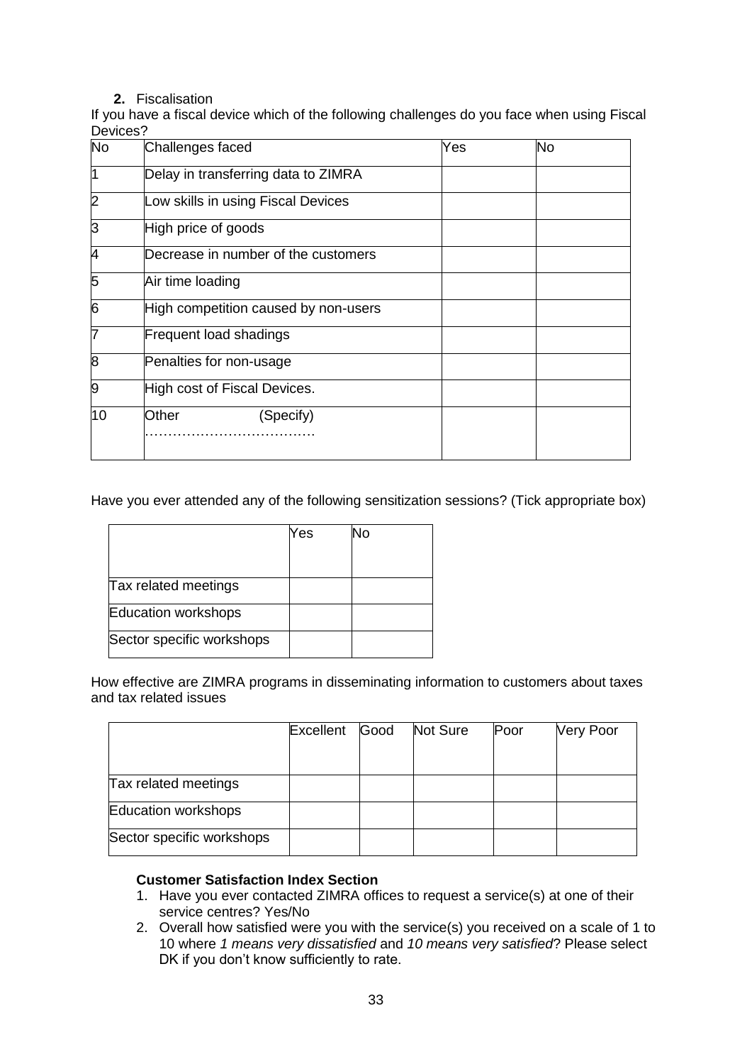**2.** Fiscalisation

If you have a fiscal device which of the following challenges do you face when using Fiscal Devices?

| No | Challenges faced | Yes | No |
|---|---|---|---|
| 1 | Delay in transferring data to ZIMRA | | |
| 2 | Low skills in using Fiscal Devices | | |
| 3 | High price of goods | | |
| 4 | Decrease in number of the customers | | |
| 5 | Air time loading | | |
| 6 | High competition caused by non-users | | |
| 7 | Frequent load shadings | | |
| 8 | Penalties for non-usage | | |
| 9 | High cost of Fiscal Devices. | | |
| 10 | Other (Specify) ………………………………. | | |

Have you ever attended any of the following sensitization sessions? (Tick appropriate box)

| | Yes | No |
|---|---|---|
| Tax related meetings | | |
| Education workshops | | |
| Sector specific workshops | | |

How effective are ZIMRA programs in disseminating information to customers about taxes and tax related issues

| | Excellent | Good | Not Sure | Poor | Very Poor |
|---|---|---|---|---|---|
| Tax related meetings | | | | | |
| Education workshops | | | | | |
| Sector specific workshops | | | | | |

**Customer Satisfaction Index Section**

1. Have you ever contacted ZIMRA offices to request a service(s) at one of their service centres? Yes/No
2. Overall how satisfied were you with the service(s) you received on a scale of 1 to 10 where *1 means very dissatisfied* and *10 means very satisfied*? Please select DK if you don't know sufficiently to rate.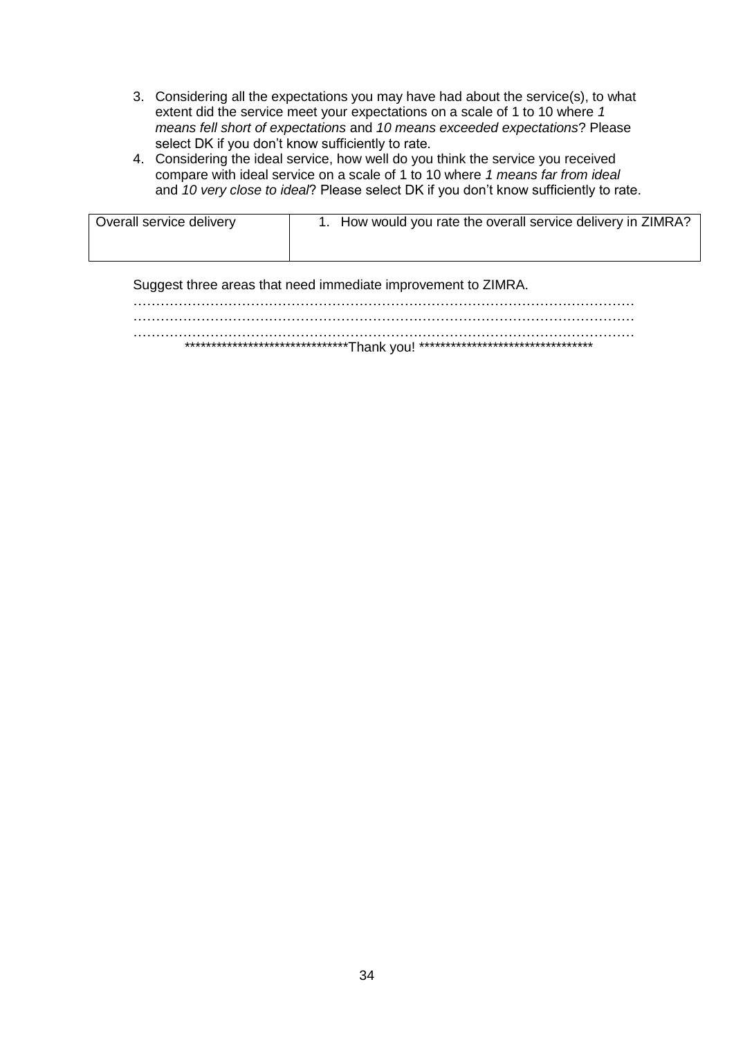3. Considering all the expectations you may have had about the service(s), to what extent did the service meet your expectations on a scale of 1 to 10 where *1 means fell short of expectations* and *10 means exceeded expectations*? Please select DK if you don't know sufficiently to rate.
4. Considering the ideal service, how well do you think the service you received compare with ideal service on a scale of 1 to 10 where *1 means far from ideal* and *10 very close to ideal*? Please select DK if you don't know sufficiently to rate.

| | |
|---|---|
| Overall service delivery | 1. How would you rate the overall service delivery in ZIMRA? |

Suggest three areas that need immediate improvement to ZIMRA.

…………………………………………………………………………………………………

…………………………………………………………………………………………………

…………………………………………………………………………………………………

*******************************Thank you! *********************************